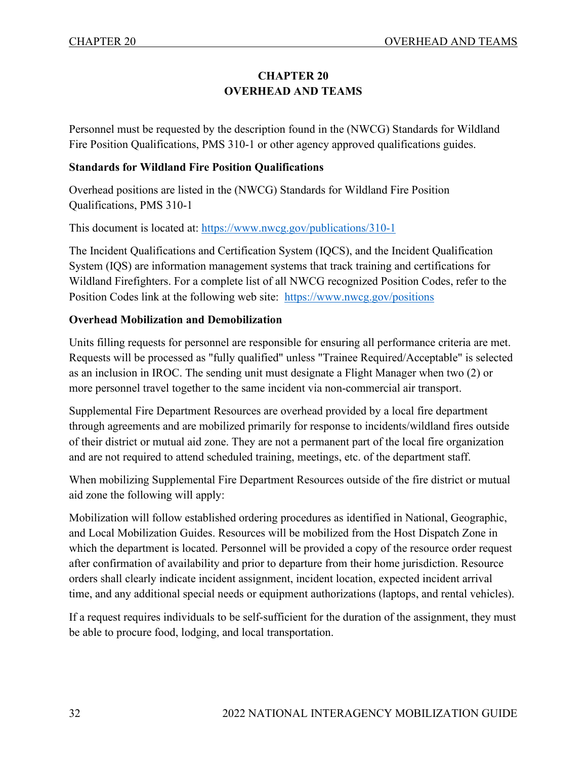# CHAPTER 20
# OVERHEAD AND TEAMS

Personnel must be requested by the description found in the (NWCG) Standards for Wildland Fire Position Qualifications, PMS 310-1 or other agency approved qualifications guides.

## Standards for Wildland Fire Position Qualifications

Overhead positions are listed in the (NWCG) Standards for Wildland Fire Position Qualifications, PMS 310-1

This document is located at: https://www.nwcg.gov/publications/310-1

The Incident Qualifications and Certification System (IQCS), and the Incident Qualification System (IQS) are information management systems that track training and certifications for Wildland Firefighters. For a complete list of all NWCG recognized Position Codes, refer to the Position Codes link at the following web site: https://www.nwcg.gov/positions

## Overhead Mobilization and Demobilization

Units filling requests for personnel are responsible for ensuring all performance criteria are met. Requests will be processed as "fully qualified" unless "Trainee Required/Acceptable" is selected as an inclusion in IROC. The sending unit must designate a Flight Manager when two (2) or more personnel travel together to the same incident via non-commercial air transport.

Supplemental Fire Department Resources are overhead provided by a local fire department through agreements and are mobilized primarily for response to incidents/wildland fires outside of their district or mutual aid zone. They are not a permanent part of the local fire organization and are not required to attend scheduled training, meetings, etc. of the department staff.

When mobilizing Supplemental Fire Department Resources outside of the fire district or mutual aid zone the following will apply:

Mobilization will follow established ordering procedures as identified in National, Geographic, and Local Mobilization Guides. Resources will be mobilized from the Host Dispatch Zone in which the department is located. Personnel will be provided a copy of the resource order request after confirmation of availability and prior to departure from their home jurisdiction. Resource orders shall clearly indicate incident assignment, incident location, expected incident arrival time, and any additional special needs or equipment authorizations (laptops, and rental vehicles).

If a request requires individuals to be self-sufficient for the duration of the assignment, they must be able to procure food, lodging, and local transportation.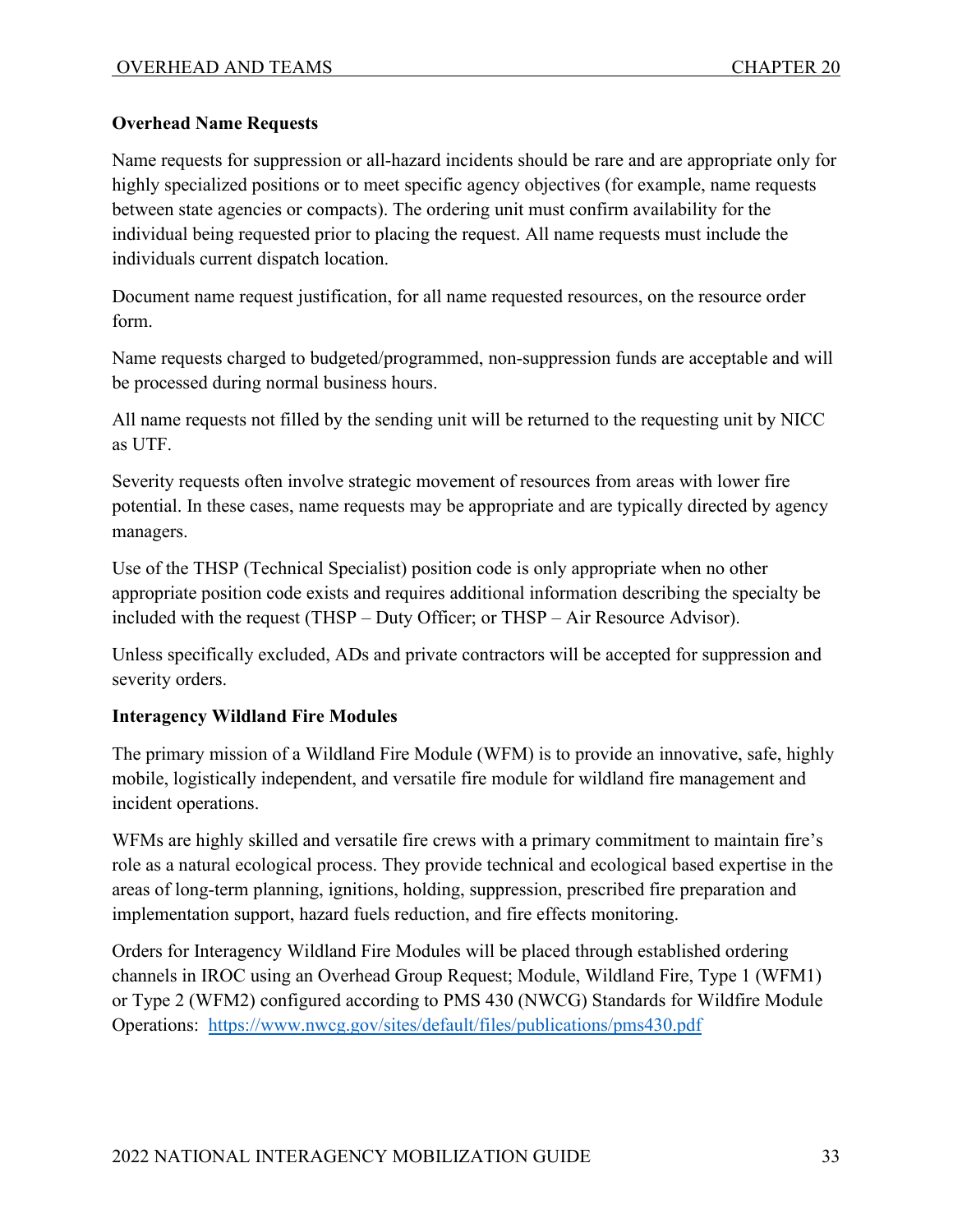## Overhead Name Requests

Name requests for suppression or all-hazard incidents should be rare and are appropriate only for highly specialized positions or to meet specific agency objectives (for example, name requests between state agencies or compacts). The ordering unit must confirm availability for the individual being requested prior to placing the request. All name requests must include the individuals current dispatch location.

Document name request justification, for all name requested resources, on the resource order form.

Name requests charged to budgeted/programmed, non-suppression funds are acceptable and will be processed during normal business hours.

All name requests not filled by the sending unit will be returned to the requesting unit by NICC as UTF.

Severity requests often involve strategic movement of resources from areas with lower fire potential. In these cases, name requests may be appropriate and are typically directed by agency managers.

Use of the THSP (Technical Specialist) position code is only appropriate when no other appropriate position code exists and requires additional information describing the specialty be included with the request (THSP – Duty Officer; or THSP – Air Resource Advisor).

Unless specifically excluded, ADs and private contractors will be accepted for suppression and severity orders.

## Interagency Wildland Fire Modules

The primary mission of a Wildland Fire Module (WFM) is to provide an innovative, safe, highly mobile, logistically independent, and versatile fire module for wildland fire management and incident operations.

WFMs are highly skilled and versatile fire crews with a primary commitment to maintain fire's role as a natural ecological process. They provide technical and ecological based expertise in the areas of long-term planning, ignitions, holding, suppression, prescribed fire preparation and implementation support, hazard fuels reduction, and fire effects monitoring.

Orders for Interagency Wildland Fire Modules will be placed through established ordering channels in IROC using an Overhead Group Request; Module, Wildland Fire, Type 1 (WFM1) or Type 2 (WFM2) configured according to PMS 430 (NWCG) Standards for Wildfire Module Operations: https://www.nwcg.gov/sites/default/files/publications/pms430.pdf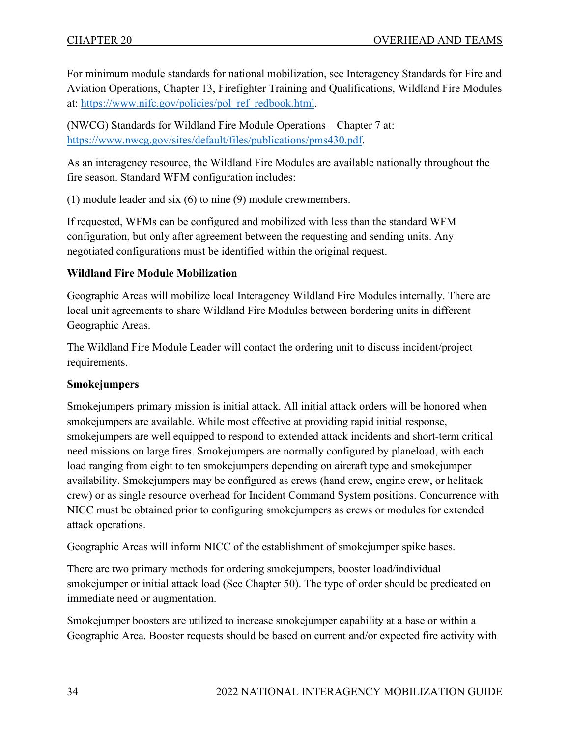For minimum module standards for national mobilization, see Interagency Standards for Fire and Aviation Operations, Chapter 13, Firefighter Training and Qualifications, Wildland Fire Modules at: [https://www.nifc.gov/policies/pol_ref_redbook.html](https://www.nifc.gov/policies/pol_ref_redbook.html).

(NWCG) Standards for Wildland Fire Module Operations – Chapter 7 at: [https://www.nwcg.gov/sites/default/files/publications/pms430.pdf](https://www.nwcg.gov/sites/default/files/publications/pms430.pdf).

As an interagency resource, the Wildland Fire Modules are available nationally throughout the fire season. Standard WFM configuration includes:

(1) module leader and six (6) to nine (9) module crewmembers.

If requested, WFMs can be configured and mobilized with less than the standard WFM configuration, but only after agreement between the requesting and sending units. Any negotiated configurations must be identified within the original request.

**Wildland Fire Module Mobilization**

Geographic Areas will mobilize local Interagency Wildland Fire Modules internally. There are local unit agreements to share Wildland Fire Modules between bordering units in different Geographic Areas.

The Wildland Fire Module Leader will contact the ordering unit to discuss incident/project requirements.

**Smokejumpers**

Smokejumpers primary mission is initial attack. All initial attack orders will be honored when smokejumpers are available. While most effective at providing rapid initial response, smokejumpers are well equipped to respond to extended attack incidents and short-term critical need missions on large fires. Smokejumpers are normally configured by planeload, with each load ranging from eight to ten smokejumpers depending on aircraft type and smokejumper availability. Smokejumpers may be configured as crews (hand crew, engine crew, or helitack crew) or as single resource overhead for Incident Command System positions. Concurrence with NICC must be obtained prior to configuring smokejumpers as crews or modules for extended attack operations.

Geographic Areas will inform NICC of the establishment of smokejumper spike bases.

There are two primary methods for ordering smokejumpers, booster load/individual smokejumper or initial attack load (See Chapter 50). The type of order should be predicated on immediate need or augmentation.

Smokejumper boosters are utilized to increase smokejumper capability at a base or within a Geographic Area. Booster requests should be based on current and/or expected fire activity with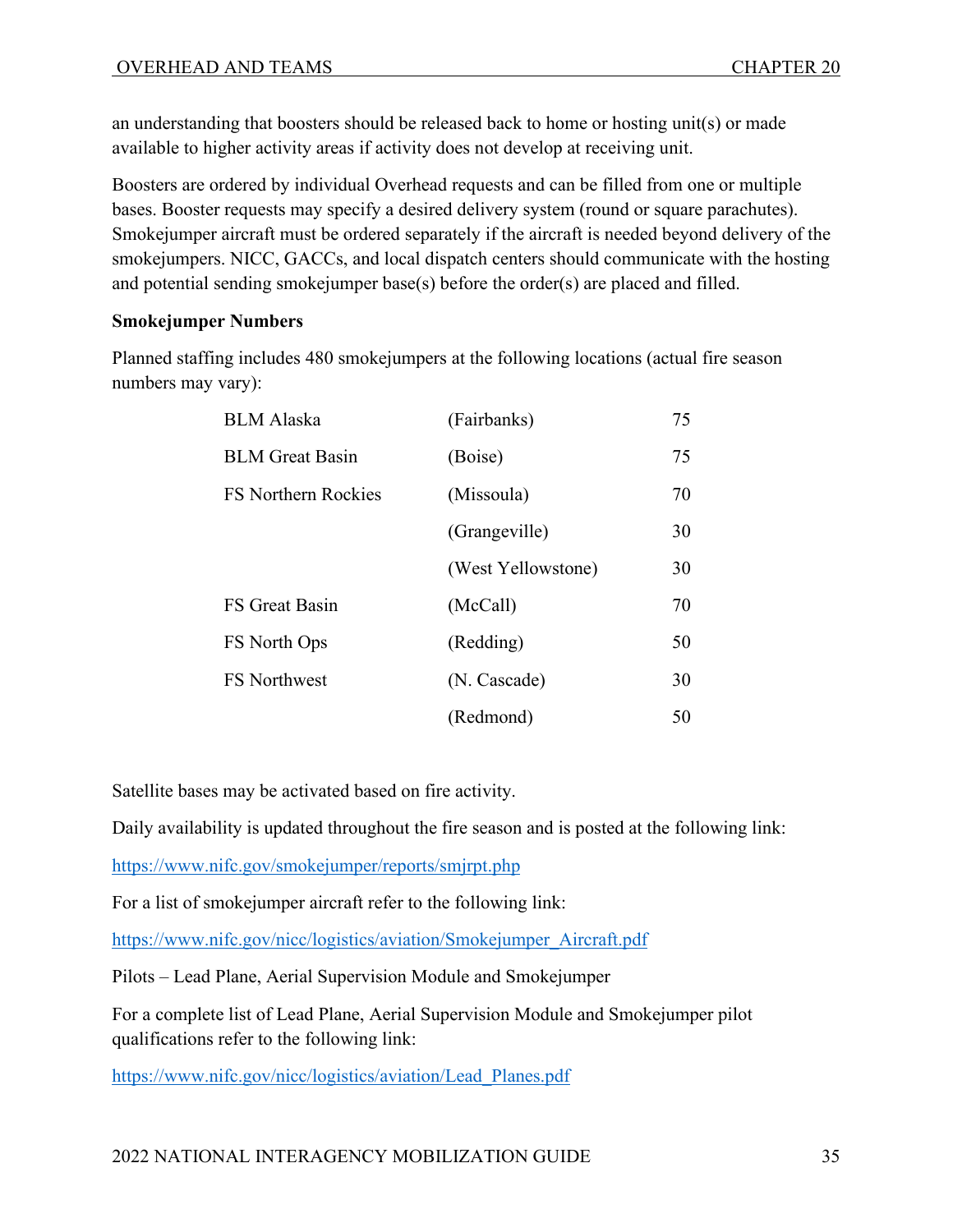an understanding that boosters should be released back to home or hosting unit(s) or made available to higher activity areas if activity does not develop at receiving unit.

Boosters are ordered by individual Overhead requests and can be filled from one or multiple bases. Booster requests may specify a desired delivery system (round or square parachutes). Smokejumper aircraft must be ordered separately if the aircraft is needed beyond delivery of the smokejumpers. NICC, GACCs, and local dispatch centers should communicate with the hosting and potential sending smokejumper base(s) before the order(s) are placed and filled.

**Smokejumper Numbers**

Planned staffing includes 480 smokejumpers at the following locations (actual fire season numbers may vary):

| | | |
|---|---|---|
| BLM Alaska | (Fairbanks) | 75 |
| BLM Great Basin | (Boise) | 75 |
| FS Northern Rockies | (Missoula) | 70 |
| | (Grangeville) | 30 |
| | (West Yellowstone) | 30 |
| FS Great Basin | (McCall) | 70 |
| FS North Ops | (Redding) | 50 |
| FS Northwest | (N. Cascade) | 30 |
| | (Redmond) | 50 |

Satellite bases may be activated based on fire activity.

Daily availability is updated throughout the fire season and is posted at the following link:

https://www.nifc.gov/smokejumper/reports/smjrpt.php

For a list of smokejumper aircraft refer to the following link:

https://www.nifc.gov/nicc/logistics/aviation/Smokejumper_Aircraft.pdf

Pilots – Lead Plane, Aerial Supervision Module and Smokejumper

For a complete list of Lead Plane, Aerial Supervision Module and Smokejumper pilot qualifications refer to the following link:

https://www.nifc.gov/nicc/logistics/aviation/Lead_Planes.pdf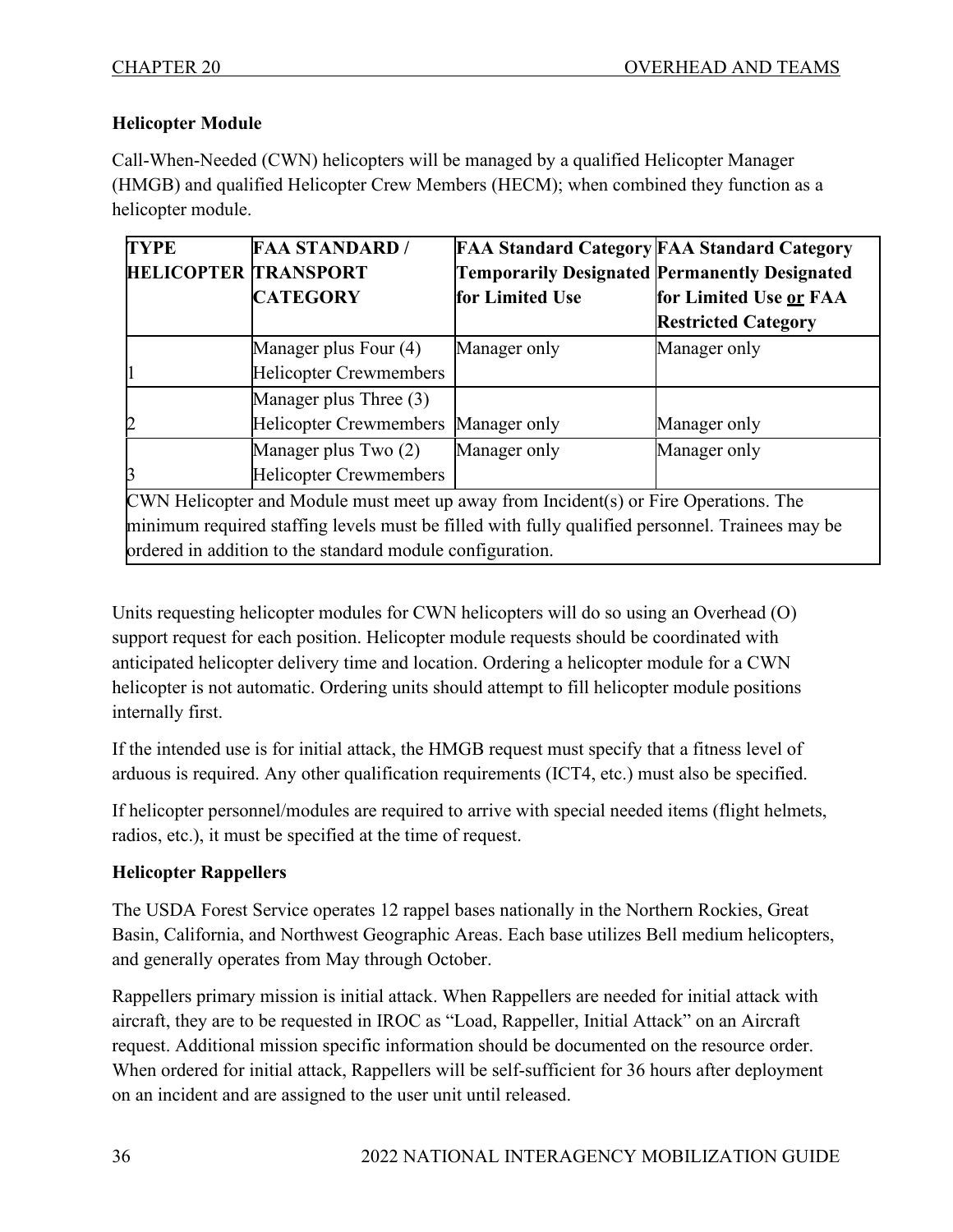### Helicopter Module

Call-When-Needed (CWN) helicopters will be managed by a qualified Helicopter Manager (HMGB) and qualified Helicopter Crew Members (HECM); when combined they function as a helicopter module.

| TYPE HELICOPTER | FAA STANDARD / TRANSPORT CATEGORY | FAA Standard Category Temporarily Designated for Limited Use | FAA Standard Category Permanently Designated for Limited Use <u>or</u> FAA Restricted Category |
|---|---|---|---|
| 1 | Manager plus Four (4) Helicopter Crewmembers | Manager only | Manager only |
| 2 | Manager plus Three (3) Helicopter Crewmembers | Manager only | Manager only |
| 3 | Manager plus Two (2) Helicopter Crewmembers | Manager only | Manager only |
| CWN Helicopter and Module must meet up away from Incident(s) or Fire Operations. The minimum required staffing levels must be filled with fully qualified personnel. Trainees may be ordered in addition to the standard module configuration. | | | |

Units requesting helicopter modules for CWN helicopters will do so using an Overhead (O) support request for each position. Helicopter module requests should be coordinated with anticipated helicopter delivery time and location. Ordering a helicopter module for a CWN helicopter is not automatic. Ordering units should attempt to fill helicopter module positions internally first.

If the intended use is for initial attack, the HMGB request must specify that a fitness level of arduous is required. Any other qualification requirements (ICT4, etc.) must also be specified.

If helicopter personnel/modules are required to arrive with special needed items (flight helmets, radios, etc.), it must be specified at the time of request.

### Helicopter Rappellers

The USDA Forest Service operates 12 rappel bases nationally in the Northern Rockies, Great Basin, California, and Northwest Geographic Areas. Each base utilizes Bell medium helicopters, and generally operates from May through October.

Rappellers primary mission is initial attack. When Rappellers are needed for initial attack with aircraft, they are to be requested in IROC as "Load, Rappeller, Initial Attack" on an Aircraft request. Additional mission specific information should be documented on the resource order. When ordered for initial attack, Rappellers will be self-sufficient for 36 hours after deployment on an incident and are assigned to the user unit until released.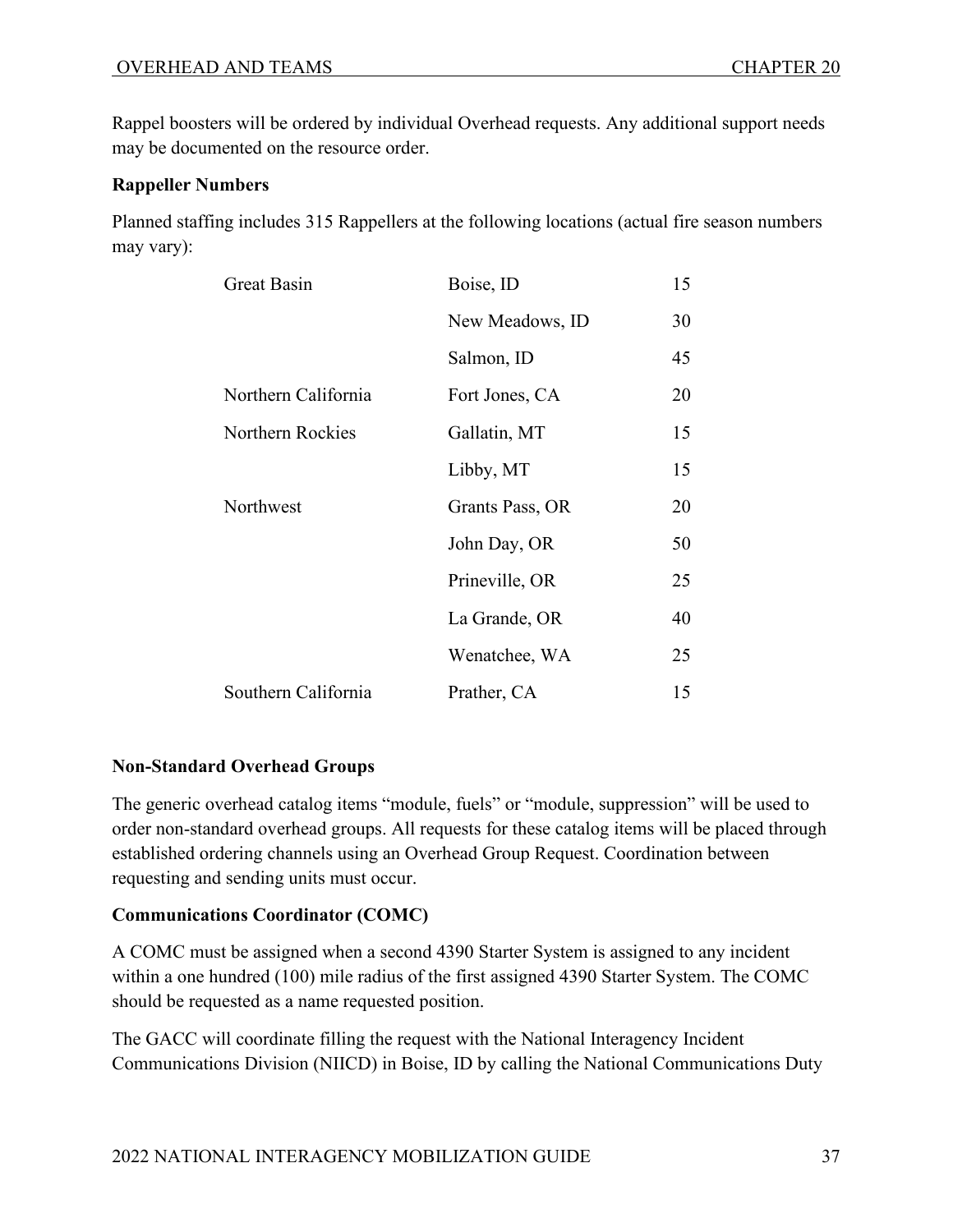Rappel boosters will be ordered by individual Overhead requests. Any additional support needs may be documented on the resource order.

**Rappeller Numbers**

Planned staffing includes 315 Rappellers at the following locations (actual fire season numbers may vary):

| | | |
|---|---|---|
| Great Basin | Boise, ID | 15 |
| | New Meadows, ID | 30 |
| | Salmon, ID | 45 |
| Northern California | Fort Jones, CA | 20 |
| Northern Rockies | Gallatin, MT | 15 |
| | Libby, MT | 15 |
| Northwest | Grants Pass, OR | 20 |
| | John Day, OR | 50 |
| | Prineville, OR | 25 |
| | La Grande, OR | 40 |
| | Wenatchee, WA | 25 |
| Southern California | Prather, CA | 15 |

**Non-Standard Overhead Groups**

The generic overhead catalog items "module, fuels" or "module, suppression" will be used to order non-standard overhead groups. All requests for these catalog items will be placed through established ordering channels using an Overhead Group Request. Coordination between requesting and sending units must occur.

**Communications Coordinator (COMC)**

A COMC must be assigned when a second 4390 Starter System is assigned to any incident within a one hundred (100) mile radius of the first assigned 4390 Starter System. The COMC should be requested as a name requested position.

The GACC will coordinate filling the request with the National Interagency Incident Communications Division (NIICD) in Boise, ID by calling the National Communications Duty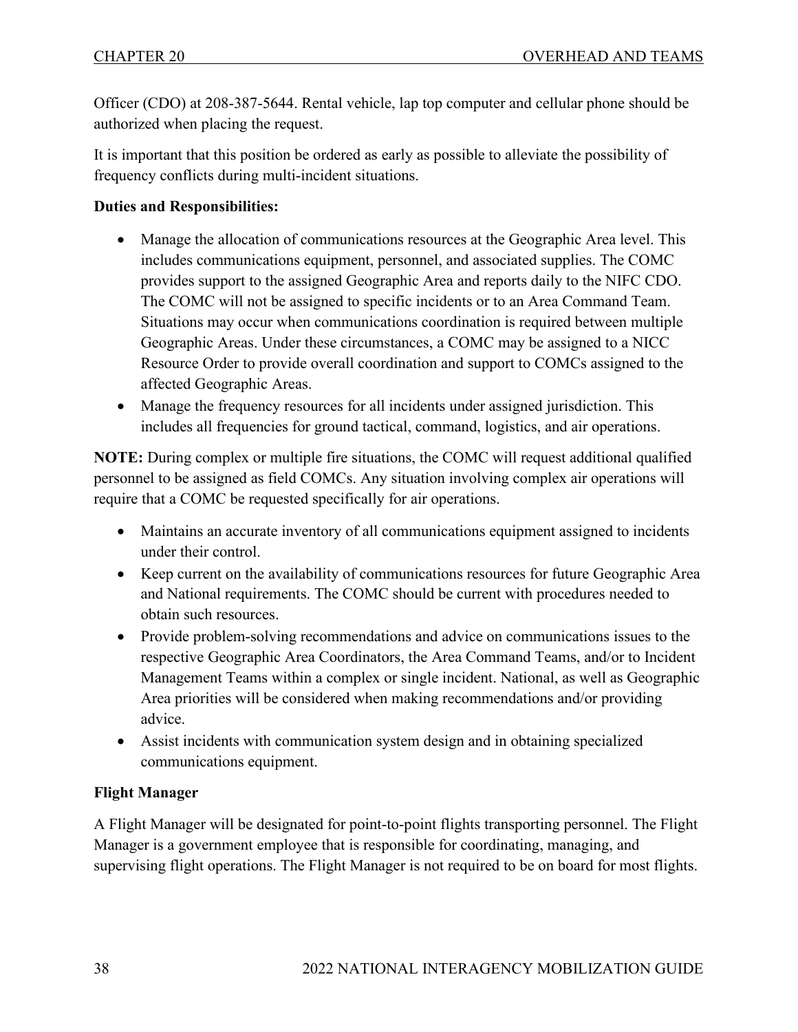Officer (CDO) at 208-387-5644. Rental vehicle, lap top computer and cellular phone should be authorized when placing the request.

It is important that this position be ordered as early as possible to alleviate the possibility of frequency conflicts during multi-incident situations.

**Duties and Responsibilities:**

- Manage the allocation of communications resources at the Geographic Area level. This includes communications equipment, personnel, and associated supplies. The COMC provides support to the assigned Geographic Area and reports daily to the NIFC CDO. The COMC will not be assigned to specific incidents or to an Area Command Team. Situations may occur when communications coordination is required between multiple Geographic Areas. Under these circumstances, a COMC may be assigned to a NICC Resource Order to provide overall coordination and support to COMCs assigned to the affected Geographic Areas.
- Manage the frequency resources for all incidents under assigned jurisdiction. This includes all frequencies for ground tactical, command, logistics, and air operations.

**NOTE:** During complex or multiple fire situations, the COMC will request additional qualified personnel to be assigned as field COMCs. Any situation involving complex air operations will require that a COMC be requested specifically for air operations.

- Maintains an accurate inventory of all communications equipment assigned to incidents under their control.
- Keep current on the availability of communications resources for future Geographic Area and National requirements. The COMC should be current with procedures needed to obtain such resources.
- Provide problem-solving recommendations and advice on communications issues to the respective Geographic Area Coordinators, the Area Command Teams, and/or to Incident Management Teams within a complex or single incident. National, as well as Geographic Area priorities will be considered when making recommendations and/or providing advice.
- Assist incidents with communication system design and in obtaining specialized communications equipment.

**Flight Manager**

A Flight Manager will be designated for point-to-point flights transporting personnel. The Flight Manager is a government employee that is responsible for coordinating, managing, and supervising flight operations. The Flight Manager is not required to be on board for most flights.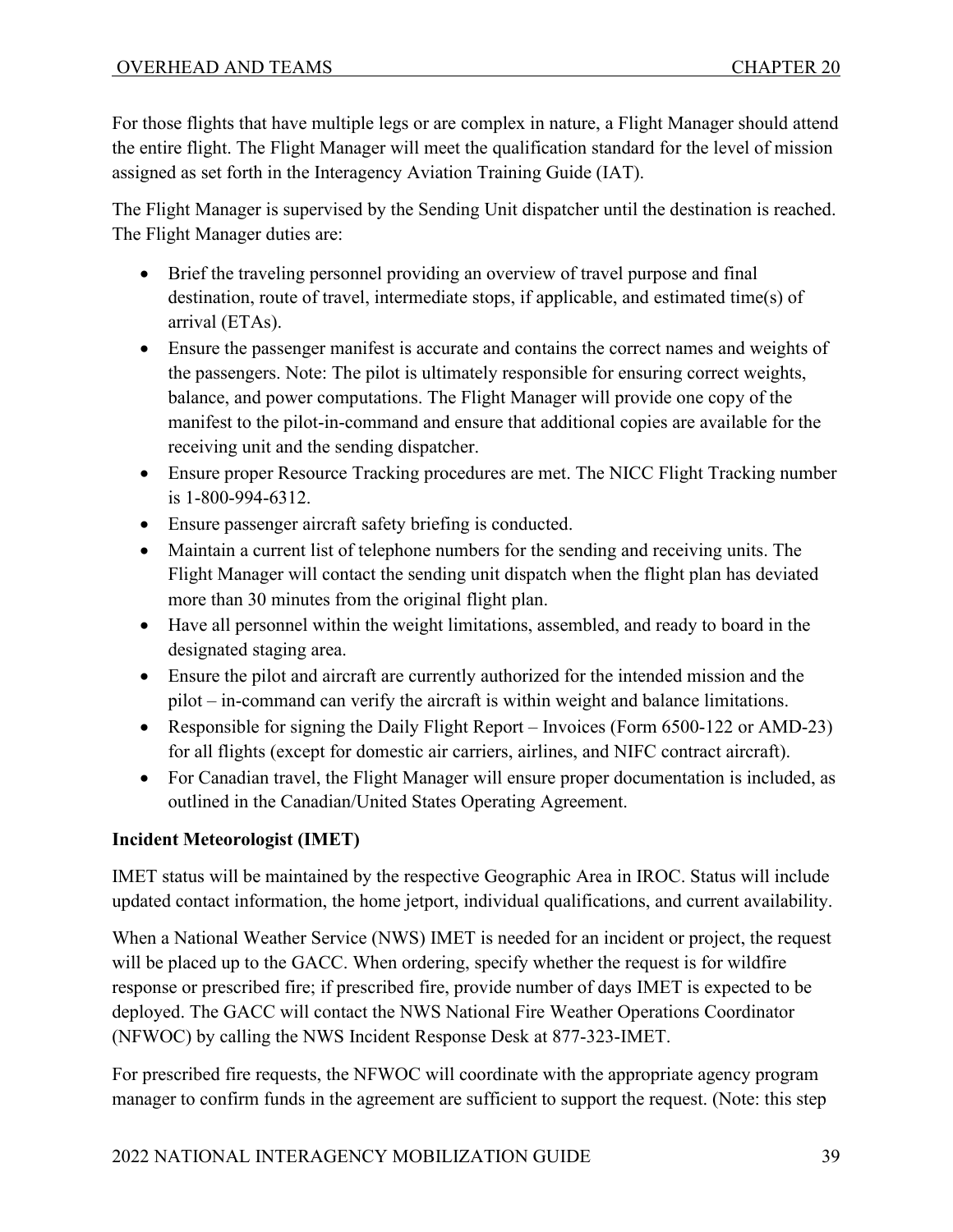For those flights that have multiple legs or are complex in nature, a Flight Manager should attend the entire flight. The Flight Manager will meet the qualification standard for the level of mission assigned as set forth in the Interagency Aviation Training Guide (IAT).

The Flight Manager is supervised by the Sending Unit dispatcher until the destination is reached. The Flight Manager duties are:

- Brief the traveling personnel providing an overview of travel purpose and final destination, route of travel, intermediate stops, if applicable, and estimated time(s) of arrival (ETAs).
- Ensure the passenger manifest is accurate and contains the correct names and weights of the passengers. Note: The pilot is ultimately responsible for ensuring correct weights, balance, and power computations. The Flight Manager will provide one copy of the manifest to the pilot-in-command and ensure that additional copies are available for the receiving unit and the sending dispatcher.
- Ensure proper Resource Tracking procedures are met. The NICC Flight Tracking number is 1-800-994-6312.
- Ensure passenger aircraft safety briefing is conducted.
- Maintain a current list of telephone numbers for the sending and receiving units. The Flight Manager will contact the sending unit dispatch when the flight plan has deviated more than 30 minutes from the original flight plan.
- Have all personnel within the weight limitations, assembled, and ready to board in the designated staging area.
- Ensure the pilot and aircraft are currently authorized for the intended mission and the pilot – in-command can verify the aircraft is within weight and balance limitations.
- Responsible for signing the Daily Flight Report – Invoices (Form 6500-122 or AMD-23) for all flights (except for domestic air carriers, airlines, and NIFC contract aircraft).
- For Canadian travel, the Flight Manager will ensure proper documentation is included, as outlined in the Canadian/United States Operating Agreement.

**Incident Meteorologist (IMET)**

IMET status will be maintained by the respective Geographic Area in IROC. Status will include updated contact information, the home jetport, individual qualifications, and current availability.

When a National Weather Service (NWS) IMET is needed for an incident or project, the request will be placed up to the GACC. When ordering, specify whether the request is for wildfire response or prescribed fire; if prescribed fire, provide number of days IMET is expected to be deployed. The GACC will contact the NWS National Fire Weather Operations Coordinator (NFWOC) by calling the NWS Incident Response Desk at 877-323-IMET.

For prescribed fire requests, the NFWOC will coordinate with the appropriate agency program manager to confirm funds in the agreement are sufficient to support the request. (Note: this step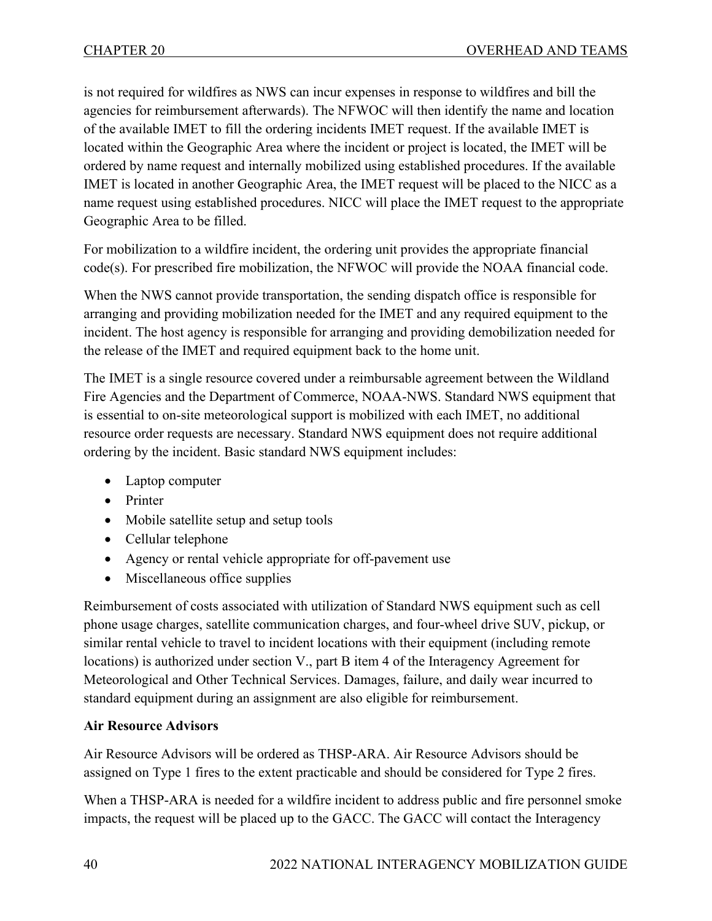is not required for wildfires as NWS can incur expenses in response to wildfires and bill the agencies for reimbursement afterwards). The NFWOC will then identify the name and location of the available IMET to fill the ordering incidents IMET request. If the available IMET is located within the Geographic Area where the incident or project is located, the IMET will be ordered by name request and internally mobilized using established procedures. If the available IMET is located in another Geographic Area, the IMET request will be placed to the NICC as a name request using established procedures. NICC will place the IMET request to the appropriate Geographic Area to be filled.

For mobilization to a wildfire incident, the ordering unit provides the appropriate financial code(s). For prescribed fire mobilization, the NFWOC will provide the NOAA financial code.

When the NWS cannot provide transportation, the sending dispatch office is responsible for arranging and providing mobilization needed for the IMET and any required equipment to the incident. The host agency is responsible for arranging and providing demobilization needed for the release of the IMET and required equipment back to the home unit.

The IMET is a single resource covered under a reimbursable agreement between the Wildland Fire Agencies and the Department of Commerce, NOAA-NWS. Standard NWS equipment that is essential to on-site meteorological support is mobilized with each IMET, no additional resource order requests are necessary. Standard NWS equipment does not require additional ordering by the incident. Basic standard NWS equipment includes:

- Laptop computer
- Printer
- Mobile satellite setup and setup tools
- Cellular telephone
- Agency or rental vehicle appropriate for off-pavement use
- Miscellaneous office supplies

Reimbursement of costs associated with utilization of Standard NWS equipment such as cell phone usage charges, satellite communication charges, and four-wheel drive SUV, pickup, or similar rental vehicle to travel to incident locations with their equipment (including remote locations) is authorized under section V., part B item 4 of the Interagency Agreement for Meteorological and Other Technical Services. Damages, failure, and daily wear incurred to standard equipment during an assignment are also eligible for reimbursement.

**Air Resource Advisors**

Air Resource Advisors will be ordered as THSP-ARA. Air Resource Advisors should be assigned on Type 1 fires to the extent practicable and should be considered for Type 2 fires.

When a THSP-ARA is needed for a wildfire incident to address public and fire personnel smoke impacts, the request will be placed up to the GACC. The GACC will contact the Interagency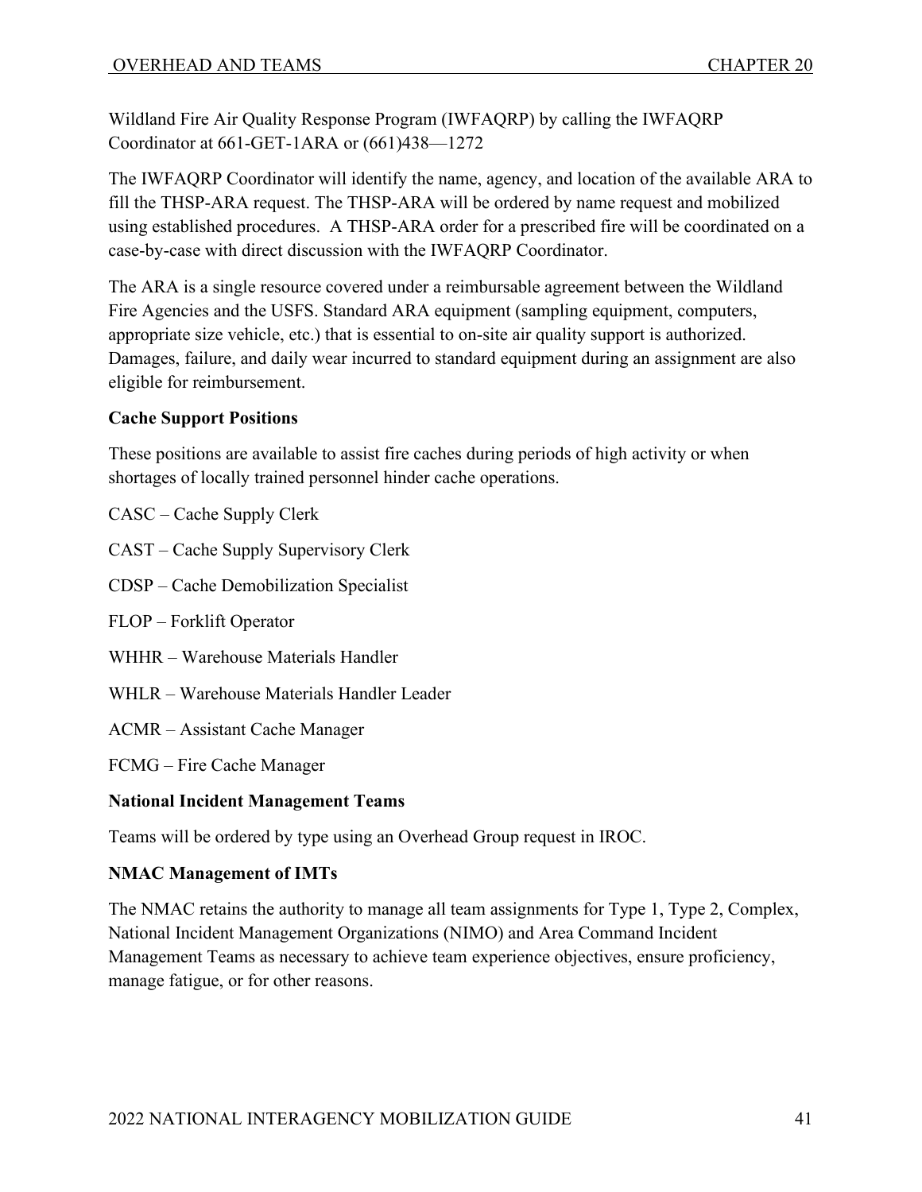Wildland Fire Air Quality Response Program (IWFAQRP) by calling the IWFAQRP Coordinator at 661-GET-1ARA or (661)438—1272

The IWFAQRP Coordinator will identify the name, agency, and location of the available ARA to fill the THSP-ARA request. The THSP-ARA will be ordered by name request and mobilized using established procedures. A THSP-ARA order for a prescribed fire will be coordinated on a case-by-case with direct discussion with the IWFAQRP Coordinator.

The ARA is a single resource covered under a reimbursable agreement between the Wildland Fire Agencies and the USFS. Standard ARA equipment (sampling equipment, computers, appropriate size vehicle, etc.) that is essential to on-site air quality support is authorized. Damages, failure, and daily wear incurred to standard equipment during an assignment are also eligible for reimbursement.

**Cache Support Positions**

These positions are available to assist fire caches during periods of high activity or when shortages of locally trained personnel hinder cache operations.

CASC – Cache Supply Clerk

CAST – Cache Supply Supervisory Clerk

CDSP – Cache Demobilization Specialist

FLOP – Forklift Operator

WHHR – Warehouse Materials Handler

WHLR – Warehouse Materials Handler Leader

ACMR – Assistant Cache Manager

FCMG – Fire Cache Manager

**National Incident Management Teams**

Teams will be ordered by type using an Overhead Group request in IROC.

**NMAC Management of IMTs**

The NMAC retains the authority to manage all team assignments for Type 1, Type 2, Complex, National Incident Management Organizations (NIMO) and Area Command Incident Management Teams as necessary to achieve team experience objectives, ensure proficiency, manage fatigue, or for other reasons.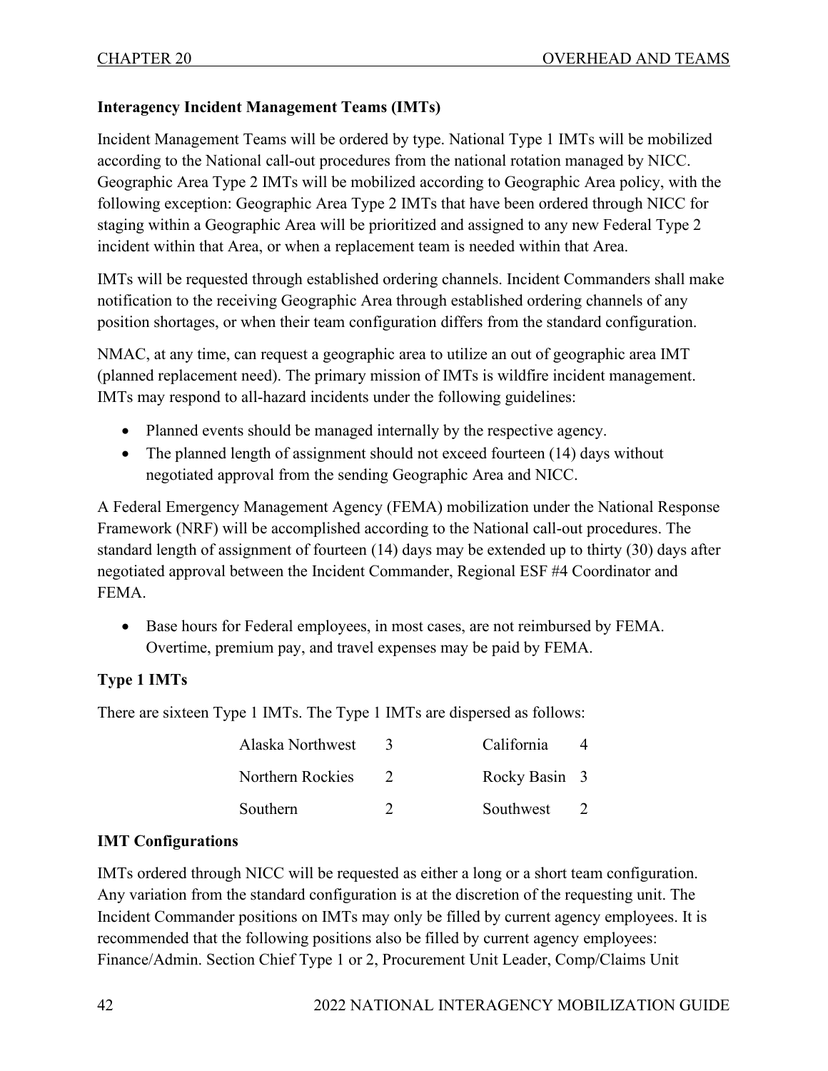### Interagency Incident Management Teams (IMTs)

Incident Management Teams will be ordered by type. National Type 1 IMTs will be mobilized according to the National call-out procedures from the national rotation managed by NICC. Geographic Area Type 2 IMTs will be mobilized according to Geographic Area policy, with the following exception: Geographic Area Type 2 IMTs that have been ordered through NICC for staging within a Geographic Area will be prioritized and assigned to any new Federal Type 2 incident within that Area, or when a replacement team is needed within that Area.

IMTs will be requested through established ordering channels. Incident Commanders shall make notification to the receiving Geographic Area through established ordering channels of any position shortages, or when their team configuration differs from the standard configuration.

NMAC, at any time, can request a geographic area to utilize an out of geographic area IMT (planned replacement need). The primary mission of IMTs is wildfire incident management. IMTs may respond to all-hazard incidents under the following guidelines:

- Planned events should be managed internally by the respective agency.
- The planned length of assignment should not exceed fourteen (14) days without negotiated approval from the sending Geographic Area and NICC.

A Federal Emergency Management Agency (FEMA) mobilization under the National Response Framework (NRF) will be accomplished according to the National call-out procedures. The standard length of assignment of fourteen (14) days may be extended up to thirty (30) days after negotiated approval between the Incident Commander, Regional ESF #4 Coordinator and FEMA.

- Base hours for Federal employees, in most cases, are not reimbursed by FEMA. Overtime, premium pay, and travel expenses may be paid by FEMA.

### Type 1 IMTs

There are sixteen Type 1 IMTs. The Type 1 IMTs are dispersed as follows:

| | | | |
|---|---|---|---|
| Alaska Northwest | 3 | California | 4 |
| Northern Rockies | 2 | Rocky Basin | 3 |
| Southern | 2 | Southwest | 2 |

### IMT Configurations

IMTs ordered through NICC will be requested as either a long or a short team configuration. Any variation from the standard configuration is at the discretion of the requesting unit. The Incident Commander positions on IMTs may only be filled by current agency employees. It is recommended that the following positions also be filled by current agency employees: Finance/Admin. Section Chief Type 1 or 2, Procurement Unit Leader, Comp/Claims Unit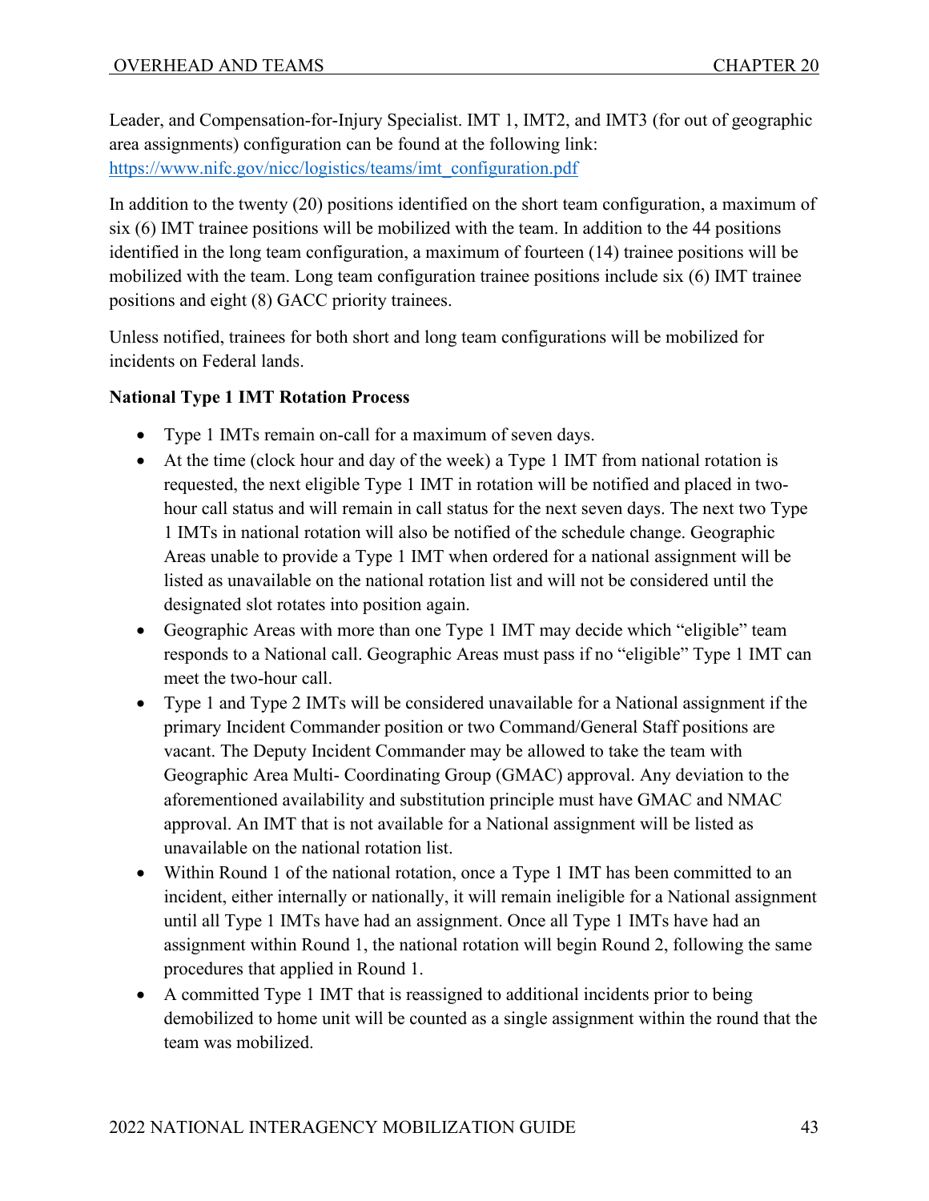Leader, and Compensation-for-Injury Specialist. IMT 1, IMT2, and IMT3 (for out of geographic area assignments) configuration can be found at the following link: https://www.nifc.gov/nicc/logistics/teams/imt_configuration.pdf

In addition to the twenty (20) positions identified on the short team configuration, a maximum of six (6) IMT trainee positions will be mobilized with the team. In addition to the 44 positions identified in the long team configuration, a maximum of fourteen (14) trainee positions will be mobilized with the team. Long team configuration trainee positions include six (6) IMT trainee positions and eight (8) GACC priority trainees.

Unless notified, trainees for both short and long team configurations will be mobilized for incidents on Federal lands.

**National Type 1 IMT Rotation Process**

- Type 1 IMTs remain on-call for a maximum of seven days.
- At the time (clock hour and day of the week) a Type 1 IMT from national rotation is requested, the next eligible Type 1 IMT in rotation will be notified and placed in two-hour call status and will remain in call status for the next seven days. The next two Type 1 IMTs in national rotation will also be notified of the schedule change. Geographic Areas unable to provide a Type 1 IMT when ordered for a national assignment will be listed as unavailable on the national rotation list and will not be considered until the designated slot rotates into position again.
- Geographic Areas with more than one Type 1 IMT may decide which "eligible" team responds to a National call. Geographic Areas must pass if no "eligible" Type 1 IMT can meet the two-hour call.
- Type 1 and Type 2 IMTs will be considered unavailable for a National assignment if the primary Incident Commander position or two Command/General Staff positions are vacant. The Deputy Incident Commander may be allowed to take the team with Geographic Area Multi- Coordinating Group (GMAC) approval. Any deviation to the aforementioned availability and substitution principle must have GMAC and NMAC approval. An IMT that is not available for a National assignment will be listed as unavailable on the national rotation list.
- Within Round 1 of the national rotation, once a Type 1 IMT has been committed to an incident, either internally or nationally, it will remain ineligible for a National assignment until all Type 1 IMTs have had an assignment. Once all Type 1 IMTs have had an assignment within Round 1, the national rotation will begin Round 2, following the same procedures that applied in Round 1.
- A committed Type 1 IMT that is reassigned to additional incidents prior to being demobilized to home unit will be counted as a single assignment within the round that the team was mobilized.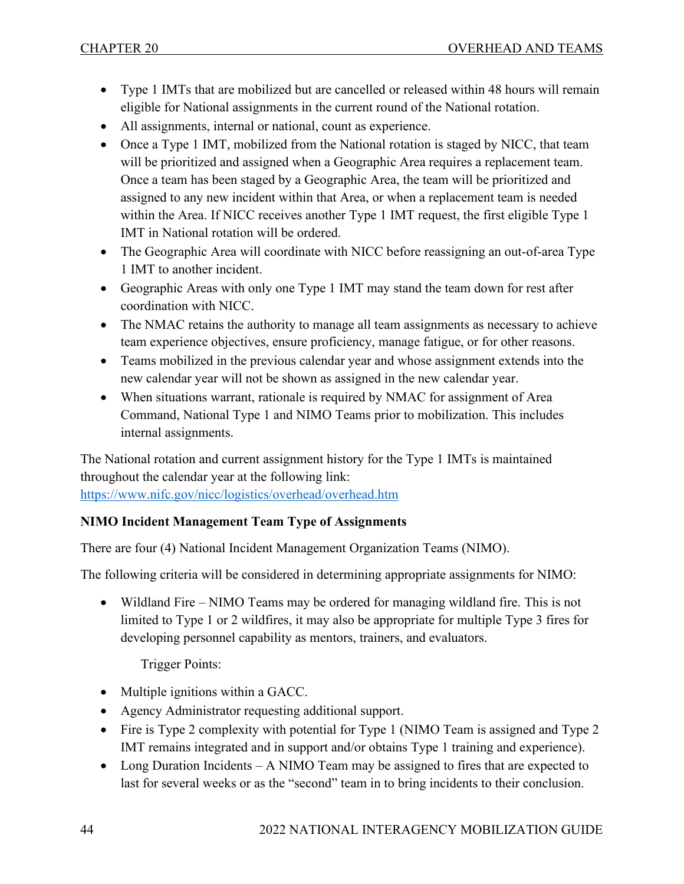- Type 1 IMTs that are mobilized but are cancelled or released within 48 hours will remain eligible for National assignments in the current round of the National rotation.
- All assignments, internal or national, count as experience.
- Once a Type 1 IMT, mobilized from the National rotation is staged by NICC, that team will be prioritized and assigned when a Geographic Area requires a replacement team. Once a team has been staged by a Geographic Area, the team will be prioritized and assigned to any new incident within that Area, or when a replacement team is needed within the Area. If NICC receives another Type 1 IMT request, the first eligible Type 1 IMT in National rotation will be ordered.
- The Geographic Area will coordinate with NICC before reassigning an out-of-area Type 1 IMT to another incident.
- Geographic Areas with only one Type 1 IMT may stand the team down for rest after coordination with NICC.
- The NMAC retains the authority to manage all team assignments as necessary to achieve team experience objectives, ensure proficiency, manage fatigue, or for other reasons.
- Teams mobilized in the previous calendar year and whose assignment extends into the new calendar year will not be shown as assigned in the new calendar year.
- When situations warrant, rationale is required by NMAC for assignment of Area Command, National Type 1 and NIMO Teams prior to mobilization. This includes internal assignments.

The National rotation and current assignment history for the Type 1 IMTs is maintained throughout the calendar year at the following link: https://www.nifc.gov/nicc/logistics/overhead/overhead.htm

**NIMO Incident Management Team Type of Assignments**

There are four (4) National Incident Management Organization Teams (NIMO).

The following criteria will be considered in determining appropriate assignments for NIMO:

- Wildland Fire – NIMO Teams may be ordered for managing wildland fire. This is not limited to Type 1 or 2 wildfires, it may also be appropriate for multiple Type 3 fires for developing personnel capability as mentors, trainers, and evaluators.

  Trigger Points:

- Multiple ignitions within a GACC.
- Agency Administrator requesting additional support.
- Fire is Type 2 complexity with potential for Type 1 (NIMO Team is assigned and Type 2 IMT remains integrated and in support and/or obtains Type 1 training and experience).
- Long Duration Incidents – A NIMO Team may be assigned to fires that are expected to last for several weeks or as the "second" team in to bring incidents to their conclusion.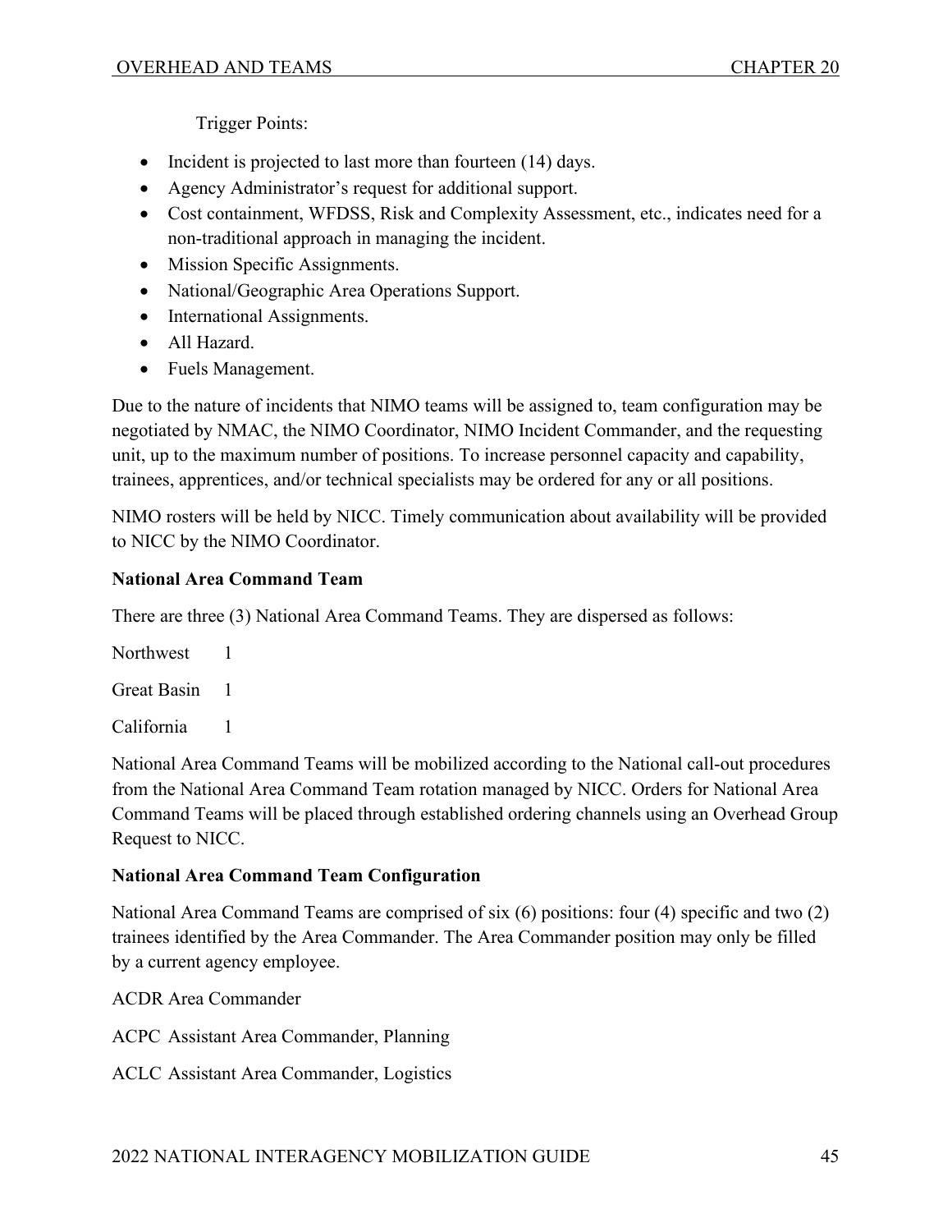Trigger Points:

- Incident is projected to last more than fourteen (14) days.
- Agency Administrator's request for additional support.
- Cost containment, WFDSS, Risk and Complexity Assessment, etc., indicates need for a non-traditional approach in managing the incident.
- Mission Specific Assignments.
- National/Geographic Area Operations Support.
- International Assignments.
- All Hazard.
- Fuels Management.

Due to the nature of incidents that NIMO teams will be assigned to, team configuration may be negotiated by NMAC, the NIMO Coordinator, NIMO Incident Commander, and the requesting unit, up to the maximum number of positions. To increase personnel capacity and capability, trainees, apprentices, and/or technical specialists may be ordered for any or all positions.

NIMO rosters will be held by NICC. Timely communication about availability will be provided to NICC by the NIMO Coordinator.

**National Area Command Team**

There are three (3) National Area Command Teams. They are dispersed as follows:

Northwest 1

Great Basin 1

California 1

National Area Command Teams will be mobilized according to the National call-out procedures from the National Area Command Team rotation managed by NICC. Orders for National Area Command Teams will be placed through established ordering channels using an Overhead Group Request to NICC.

**National Area Command Team Configuration**

National Area Command Teams are comprised of six (6) positions: four (4) specific and two (2) trainees identified by the Area Commander. The Area Commander position may only be filled by a current agency employee.

ACDR Area Commander

ACPC Assistant Area Commander, Planning

ACLC Assistant Area Commander, Logistics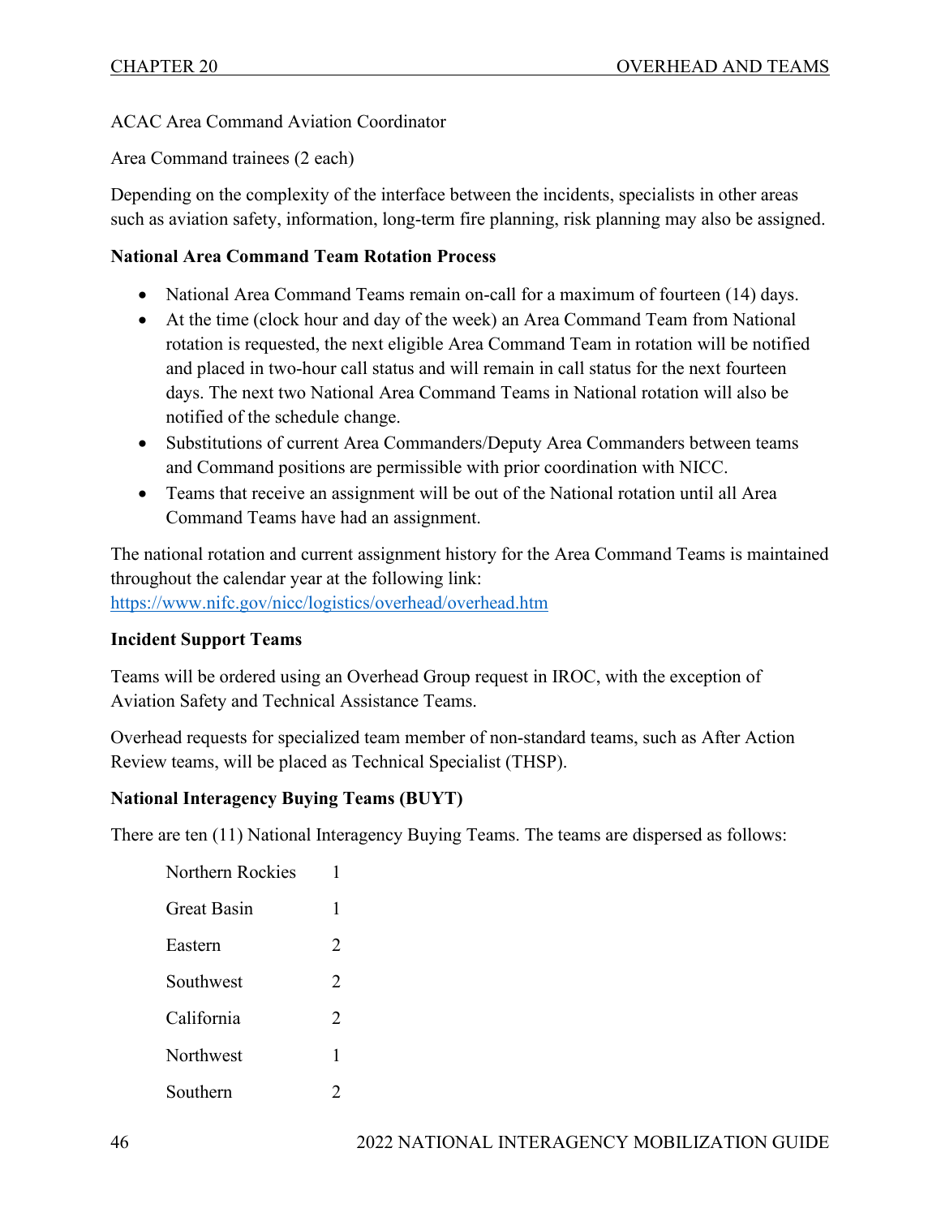ACAC Area Command Aviation Coordinator

Area Command trainees (2 each)

Depending on the complexity of the interface between the incidents, specialists in other areas such as aviation safety, information, long-term fire planning, risk planning may also be assigned.

**National Area Command Team Rotation Process**

- National Area Command Teams remain on-call for a maximum of fourteen (14) days.
- At the time (clock hour and day of the week) an Area Command Team from National rotation is requested, the next eligible Area Command Team in rotation will be notified and placed in two-hour call status and will remain in call status for the next fourteen days. The next two National Area Command Teams in National rotation will also be notified of the schedule change.
- Substitutions of current Area Commanders/Deputy Area Commanders between teams and Command positions are permissible with prior coordination with NICC.
- Teams that receive an assignment will be out of the National rotation until all Area Command Teams have had an assignment.

The national rotation and current assignment history for the Area Command Teams is maintained throughout the calendar year at the following link:
https://www.nifc.gov/nicc/logistics/overhead/overhead.htm

**Incident Support Teams**

Teams will be ordered using an Overhead Group request in IROC, with the exception of Aviation Safety and Technical Assistance Teams.

Overhead requests for specialized team member of non-standard teams, such as After Action Review teams, will be placed as Technical Specialist (THSP).

**National Interagency Buying Teams (BUYT)**

There are ten (11) National Interagency Buying Teams. The teams are dispersed as follows:

| | |
|---|---|
| Northern Rockies | 1 |
| Great Basin | 1 |
| Eastern | 2 |
| Southwest | 2 |
| California | 2 |
| Northwest | 1 |
| Southern | 2 |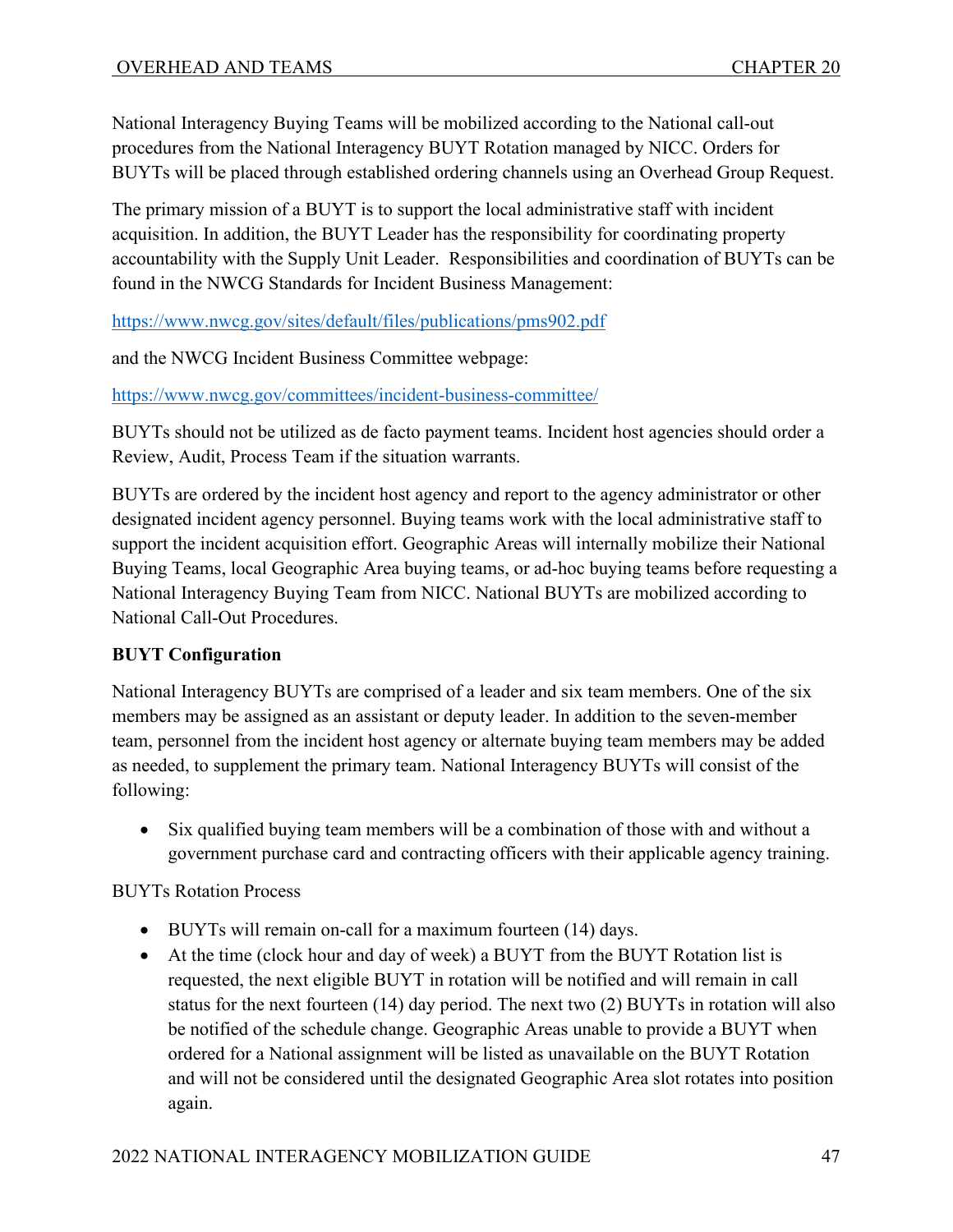National Interagency Buying Teams will be mobilized according to the National call-out procedures from the National Interagency BUYT Rotation managed by NICC. Orders for BUYTs will be placed through established ordering channels using an Overhead Group Request.

The primary mission of a BUYT is to support the local administrative staff with incident acquisition. In addition, the BUYT Leader has the responsibility for coordinating property accountability with the Supply Unit Leader. Responsibilities and coordination of BUYTs can be found in the NWCG Standards for Incident Business Management:

https://www.nwcg.gov/sites/default/files/publications/pms902.pdf

and the NWCG Incident Business Committee webpage:

https://www.nwcg.gov/committees/incident-business-committee/

BUYTs should not be utilized as de facto payment teams. Incident host agencies should order a Review, Audit, Process Team if the situation warrants.

BUYTs are ordered by the incident host agency and report to the agency administrator or other designated incident agency personnel. Buying teams work with the local administrative staff to support the incident acquisition effort. Geographic Areas will internally mobilize their National Buying Teams, local Geographic Area buying teams, or ad-hoc buying teams before requesting a National Interagency Buying Team from NICC. National BUYTs are mobilized according to National Call-Out Procedures.

**BUYT Configuration**

National Interagency BUYTs are comprised of a leader and six team members. One of the six members may be assigned as an assistant or deputy leader. In addition to the seven-member team, personnel from the incident host agency or alternate buying team members may be added as needed, to supplement the primary team. National Interagency BUYTs will consist of the following:

- Six qualified buying team members will be a combination of those with and without a government purchase card and contracting officers with their applicable agency training.

BUYTs Rotation Process

- BUYTs will remain on-call for a maximum fourteen (14) days.
- At the time (clock hour and day of week) a BUYT from the BUYT Rotation list is requested, the next eligible BUYT in rotation will be notified and will remain in call status for the next fourteen (14) day period. The next two (2) BUYTs in rotation will also be notified of the schedule change. Geographic Areas unable to provide a BUYT when ordered for a National assignment will be listed as unavailable on the BUYT Rotation and will not be considered until the designated Geographic Area slot rotates into position again.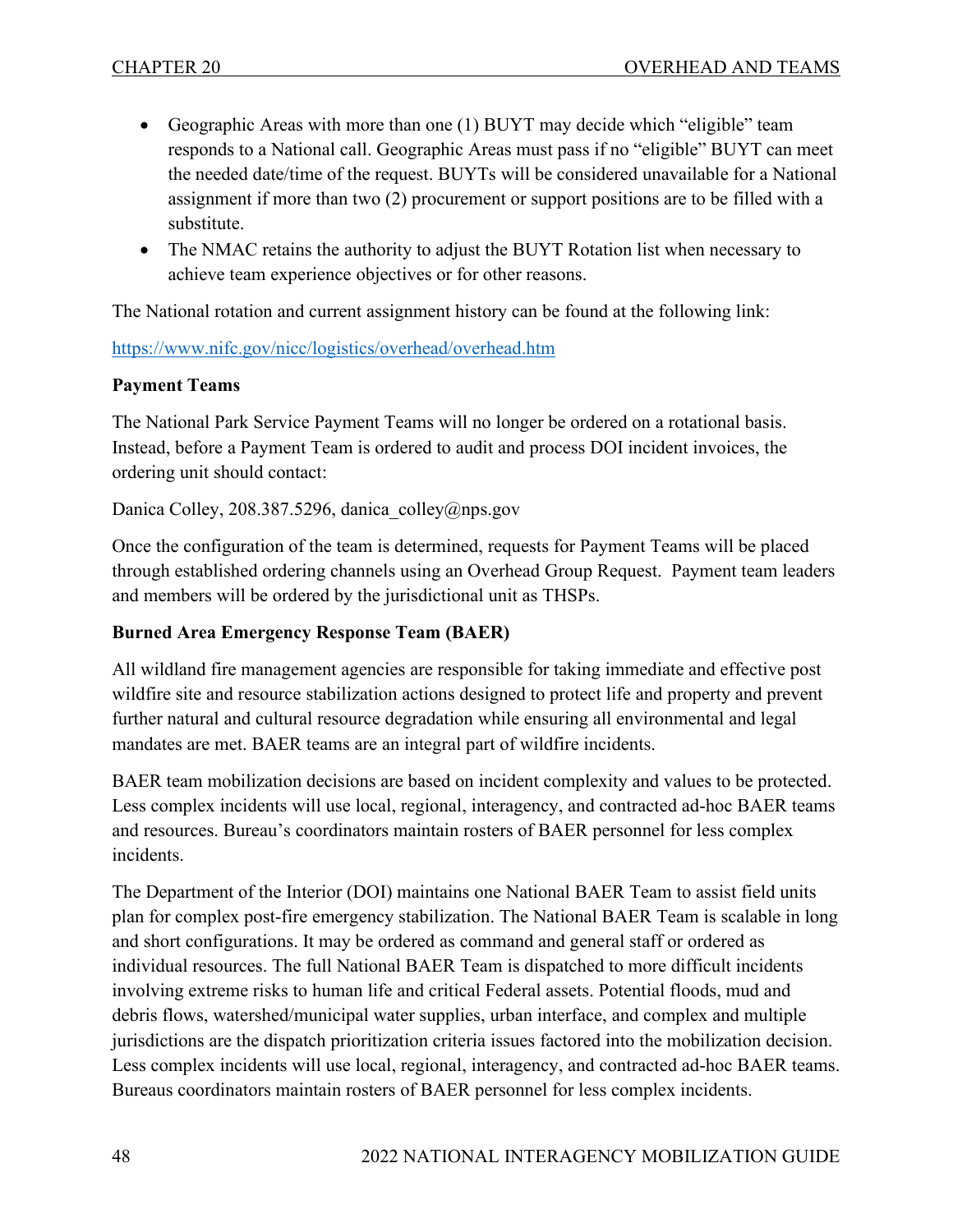- Geographic Areas with more than one (1) BUYT may decide which "eligible" team responds to a National call. Geographic Areas must pass if no "eligible" BUYT can meet the needed date/time of the request. BUYTs will be considered unavailable for a National assignment if more than two (2) procurement or support positions are to be filled with a substitute.
- The NMAC retains the authority to adjust the BUYT Rotation list when necessary to achieve team experience objectives or for other reasons.

The National rotation and current assignment history can be found at the following link:

https://www.nifc.gov/nicc/logistics/overhead/overhead.htm

**Payment Teams**

The National Park Service Payment Teams will no longer be ordered on a rotational basis. Instead, before a Payment Team is ordered to audit and process DOI incident invoices, the ordering unit should contact:

Danica Colley, 208.387.5296, danica_colley@nps.gov

Once the configuration of the team is determined, requests for Payment Teams will be placed through established ordering channels using an Overhead Group Request. Payment team leaders and members will be ordered by the jurisdictional unit as THSPs.

**Burned Area Emergency Response Team (BAER)**

All wildland fire management agencies are responsible for taking immediate and effective post wildfire site and resource stabilization actions designed to protect life and property and prevent further natural and cultural resource degradation while ensuring all environmental and legal mandates are met. BAER teams are an integral part of wildfire incidents.

BAER team mobilization decisions are based on incident complexity and values to be protected. Less complex incidents will use local, regional, interagency, and contracted ad-hoc BAER teams and resources. Bureau's coordinators maintain rosters of BAER personnel for less complex incidents.

The Department of the Interior (DOI) maintains one National BAER Team to assist field units plan for complex post-fire emergency stabilization. The National BAER Team is scalable in long and short configurations. It may be ordered as command and general staff or ordered as individual resources. The full National BAER Team is dispatched to more difficult incidents involving extreme risks to human life and critical Federal assets. Potential floods, mud and debris flows, watershed/municipal water supplies, urban interface, and complex and multiple jurisdictions are the dispatch prioritization criteria issues factored into the mobilization decision. Less complex incidents will use local, regional, interagency, and contracted ad-hoc BAER teams. Bureaus coordinators maintain rosters of BAER personnel for less complex incidents.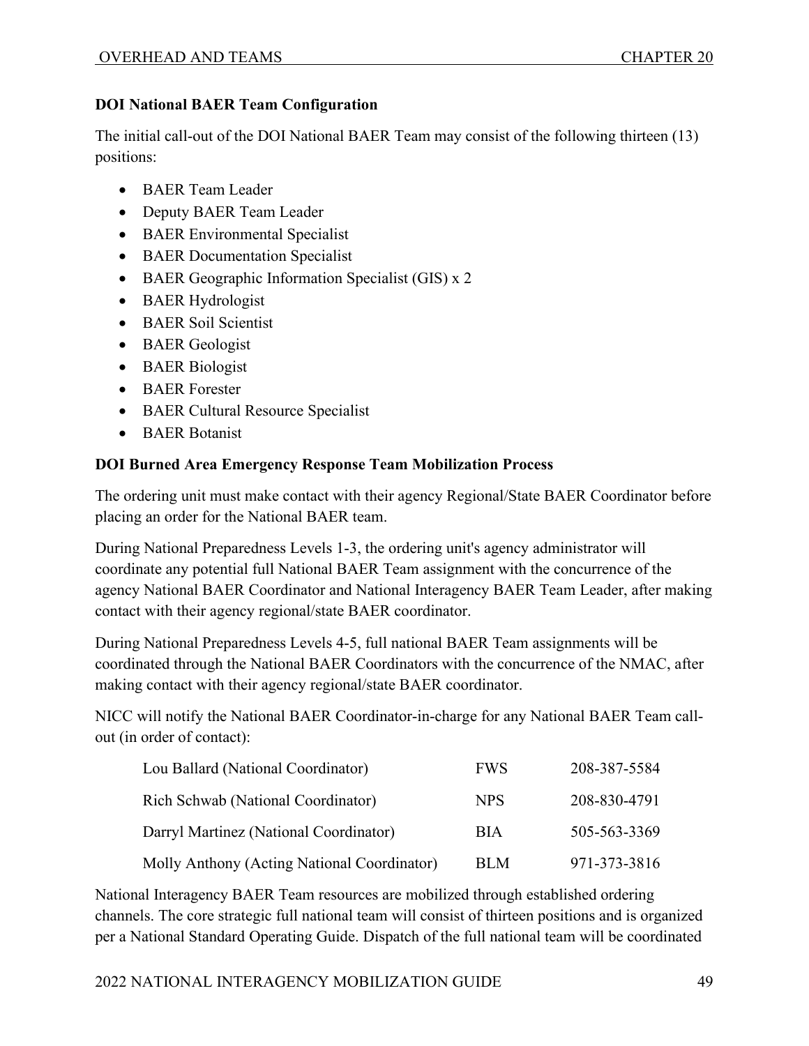### DOI National BAER Team Configuration

The initial call-out of the DOI National BAER Team may consist of the following thirteen (13) positions:

- BAER Team Leader
- Deputy BAER Team Leader
- BAER Environmental Specialist
- BAER Documentation Specialist
- BAER Geographic Information Specialist (GIS) x 2
- BAER Hydrologist
- BAER Soil Scientist
- BAER Geologist
- BAER Biologist
- BAER Forester
- BAER Cultural Resource Specialist
- BAER Botanist

### DOI Burned Area Emergency Response Team Mobilization Process

The ordering unit must make contact with their agency Regional/State BAER Coordinator before placing an order for the National BAER team.

During National Preparedness Levels 1-3, the ordering unit's agency administrator will coordinate any potential full National BAER Team assignment with the concurrence of the agency National BAER Coordinator and National Interagency BAER Team Leader, after making contact with their agency regional/state BAER coordinator.

During National Preparedness Levels 4-5, full national BAER Team assignments will be coordinated through the National BAER Coordinators with the concurrence of the NMAC, after making contact with their agency regional/state BAER coordinator.

NICC will notify the National BAER Coordinator-in-charge for any National BAER Team call-out (in order of contact):

| | | |
|---|---|---|
| Lou Ballard (National Coordinator) | FWS | 208-387-5584 |
| Rich Schwab (National Coordinator) | NPS | 208-830-4791 |
| Darryl Martinez (National Coordinator) | BIA | 505-563-3369 |
| Molly Anthony (Acting National Coordinator) | BLM | 971-373-3816 |

National Interagency BAER Team resources are mobilized through established ordering channels. The core strategic full national team will consist of thirteen positions and is organized per a National Standard Operating Guide. Dispatch of the full national team will be coordinated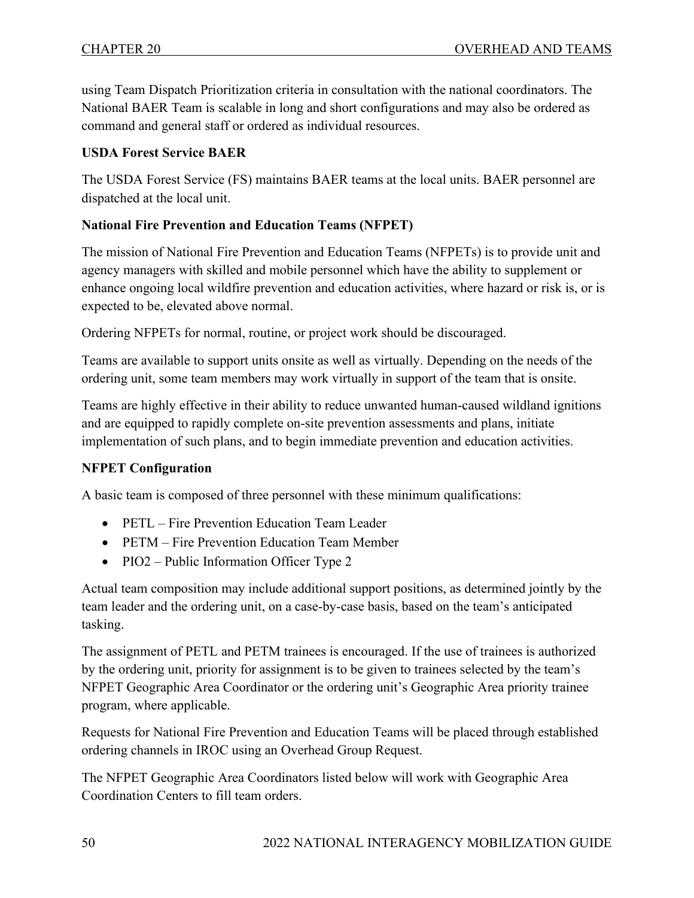using Team Dispatch Prioritization criteria in consultation with the national coordinators. The National BAER Team is scalable in long and short configurations and may also be ordered as command and general staff or ordered as individual resources.

**USDA Forest Service BAER**

The USDA Forest Service (FS) maintains BAER teams at the local units. BAER personnel are dispatched at the local unit.

**National Fire Prevention and Education Teams (NFPET)**

The mission of National Fire Prevention and Education Teams (NFPETs) is to provide unit and agency managers with skilled and mobile personnel which have the ability to supplement or enhance ongoing local wildfire prevention and education activities, where hazard or risk is, or is expected to be, elevated above normal.

Ordering NFPETs for normal, routine, or project work should be discouraged.

Teams are available to support units onsite as well as virtually. Depending on the needs of the ordering unit, some team members may work virtually in support of the team that is onsite.

Teams are highly effective in their ability to reduce unwanted human-caused wildland ignitions and are equipped to rapidly complete on-site prevention assessments and plans, initiate implementation of such plans, and to begin immediate prevention and education activities.

**NFPET Configuration**

A basic team is composed of three personnel with these minimum qualifications:

- PETL – Fire Prevention Education Team Leader
- PETM – Fire Prevention Education Team Member
- PIO2 – Public Information Officer Type 2

Actual team composition may include additional support positions, as determined jointly by the team leader and the ordering unit, on a case-by-case basis, based on the team's anticipated tasking.

The assignment of PETL and PETM trainees is encouraged. If the use of trainees is authorized by the ordering unit, priority for assignment is to be given to trainees selected by the team's NFPET Geographic Area Coordinator or the ordering unit's Geographic Area priority trainee program, where applicable.

Requests for National Fire Prevention and Education Teams will be placed through established ordering channels in IROC using an Overhead Group Request.

The NFPET Geographic Area Coordinators listed below will work with Geographic Area Coordination Centers to fill team orders.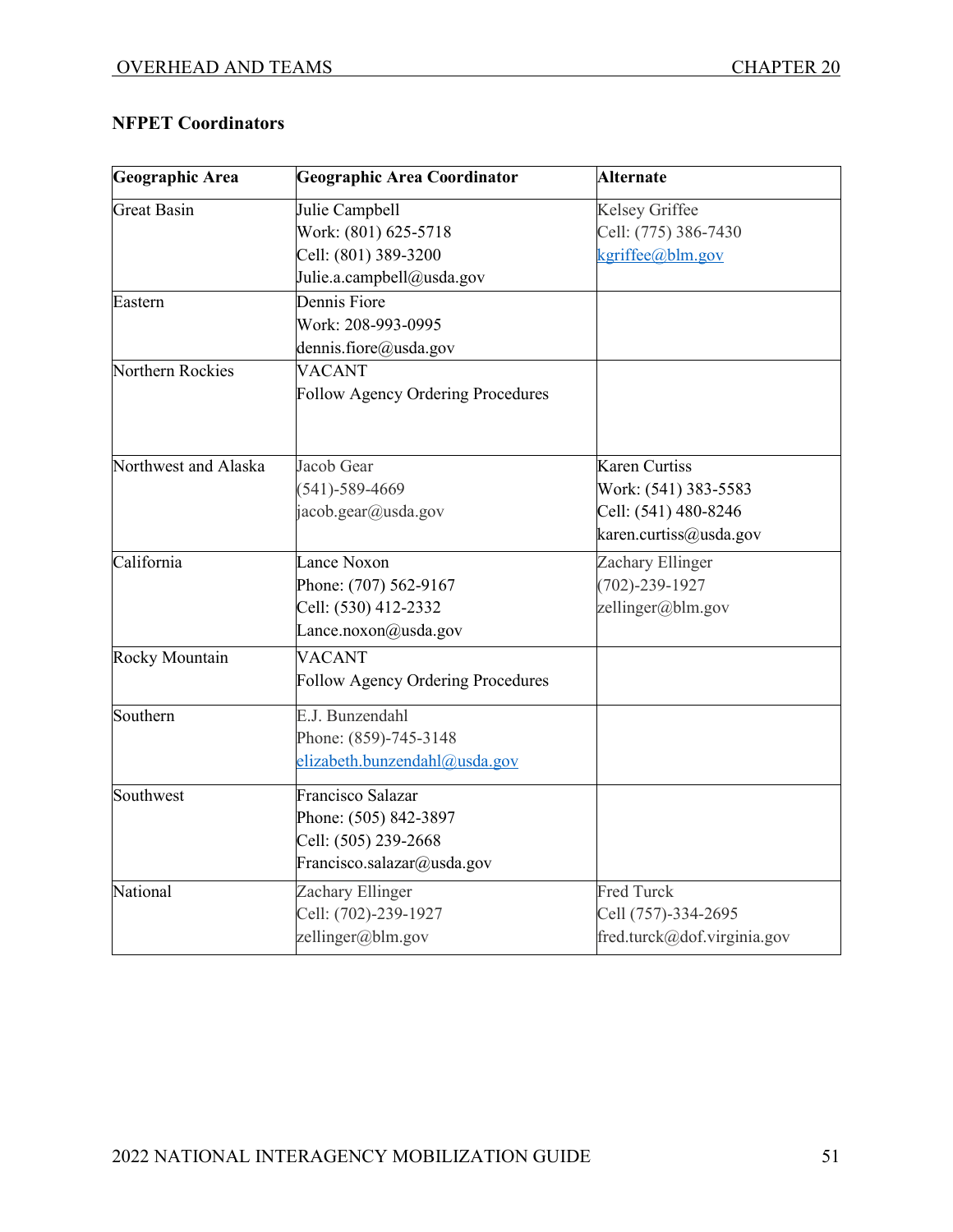**NFPET Coordinators**

| Geographic Area | Geographic Area Coordinator | Alternate |
|---|---|---|
| Great Basin | Julie Campbell<br>Work: (801) 625-5718<br>Cell: (801) 389-3200<br>Julie.a.campbell@usda.gov | Kelsey Griffee<br>Cell: (775) 386-7430<br>kgriffee@blm.gov |
| Eastern | Dennis Fiore<br>Work: 208-993-0995<br>dennis.fiore@usda.gov | |
| Northern Rockies | VACANT<br>Follow Agency Ordering Procedures | |
| Northwest and Alaska | Jacob Gear<br>(541)-589-4669<br>jacob.gear@usda.gov | Karen Curtiss<br>Work: (541) 383-5583<br>Cell: (541) 480-8246<br>karen.curtiss@usda.gov |
| California | Lance Noxon<br>Phone: (707) 562-9167<br>Cell: (530) 412-2332<br>Lance.noxon@usda.gov | Zachary Ellinger<br>(702)-239-1927<br>zellinger@blm.gov |
| Rocky Mountain | VACANT<br>Follow Agency Ordering Procedures | |
| Southern | E.J. Bunzendahl<br>Phone: (859)-745-3148<br>elizabeth.bunzendahl@usda.gov | |
| Southwest | Francisco Salazar<br>Phone: (505) 842-3897<br>Cell: (505) 239-2668<br>Francisco.salazar@usda.gov | |
| National | Zachary Ellinger<br>Cell: (702)-239-1927<br>zellinger@blm.gov | Fred Turck<br>Cell (757)-334-2695<br>fred.turck@dof.virginia.gov |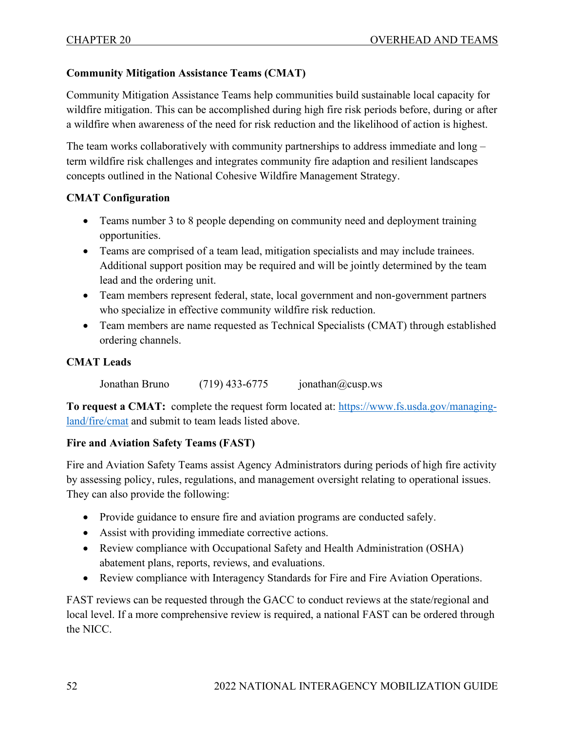### Community Mitigation Assistance Teams (CMAT)

Community Mitigation Assistance Teams help communities build sustainable local capacity for wildfire mitigation. This can be accomplished during high fire risk periods before, during or after a wildfire when awareness of the need for risk reduction and the likelihood of action is highest.

The team works collaboratively with community partnerships to address immediate and long – term wildfire risk challenges and integrates community fire adaption and resilient landscapes concepts outlined in the National Cohesive Wildfire Management Strategy.

### CMAT Configuration

- Teams number 3 to 8 people depending on community need and deployment training opportunities.
- Teams are comprised of a team lead, mitigation specialists and may include trainees. Additional support position may be required and will be jointly determined by the team lead and the ordering unit.
- Team members represent federal, state, local government and non-government partners who specialize in effective community wildfire risk reduction.
- Team members are name requested as Technical Specialists (CMAT) through established ordering channels.

### CMAT Leads

| | | |
|---|---|---|
| Jonathan Bruno | (719) 433-6775 | jonathan@cusp.ws |

**To request a CMAT:** complete the request form located at: https://www.fs.usda.gov/managing-land/fire/cmat and submit to team leads listed above.

### Fire and Aviation Safety Teams (FAST)

Fire and Aviation Safety Teams assist Agency Administrators during periods of high fire activity by assessing policy, rules, regulations, and management oversight relating to operational issues. They can also provide the following:

- Provide guidance to ensure fire and aviation programs are conducted safely.
- Assist with providing immediate corrective actions.
- Review compliance with Occupational Safety and Health Administration (OSHA) abatement plans, reports, reviews, and evaluations.
- Review compliance with Interagency Standards for Fire and Fire Aviation Operations.

FAST reviews can be requested through the GACC to conduct reviews at the state/regional and local level. If a more comprehensive review is required, a national FAST can be ordered through the NICC.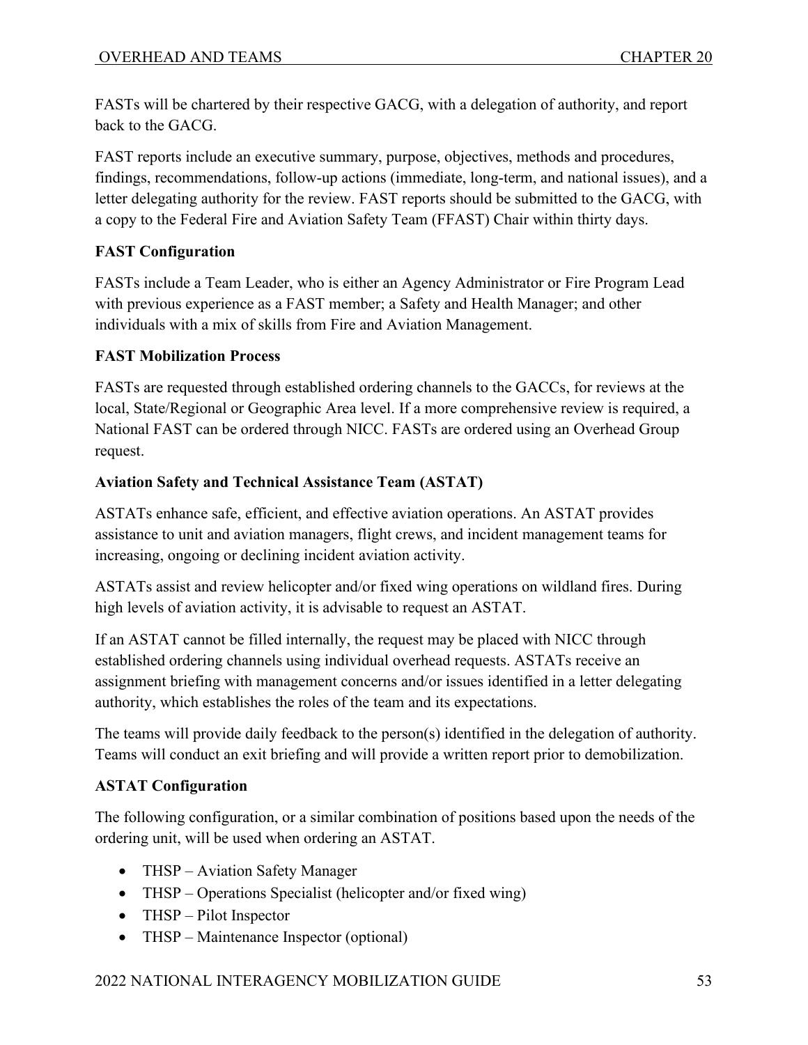FASTs will be chartered by their respective GACG, with a delegation of authority, and report back to the GACG.

FAST reports include an executive summary, purpose, objectives, methods and procedures, findings, recommendations, follow-up actions (immediate, long-term, and national issues), and a letter delegating authority for the review. FAST reports should be submitted to the GACG, with a copy to the Federal Fire and Aviation Safety Team (FFAST) Chair within thirty days.

**FAST Configuration**

FASTs include a Team Leader, who is either an Agency Administrator or Fire Program Lead with previous experience as a FAST member; a Safety and Health Manager; and other individuals with a mix of skills from Fire and Aviation Management.

**FAST Mobilization Process**

FASTs are requested through established ordering channels to the GACCs, for reviews at the local, State/Regional or Geographic Area level. If a more comprehensive review is required, a National FAST can be ordered through NICC. FASTs are ordered using an Overhead Group request.

**Aviation Safety and Technical Assistance Team (ASTAT)**

ASTATs enhance safe, efficient, and effective aviation operations. An ASTAT provides assistance to unit and aviation managers, flight crews, and incident management teams for increasing, ongoing or declining incident aviation activity.

ASTATs assist and review helicopter and/or fixed wing operations on wildland fires. During high levels of aviation activity, it is advisable to request an ASTAT.

If an ASTAT cannot be filled internally, the request may be placed with NICC through established ordering channels using individual overhead requests. ASTATs receive an assignment briefing with management concerns and/or issues identified in a letter delegating authority, which establishes the roles of the team and its expectations.

The teams will provide daily feedback to the person(s) identified in the delegation of authority. Teams will conduct an exit briefing and will provide a written report prior to demobilization.

**ASTAT Configuration**

The following configuration, or a similar combination of positions based upon the needs of the ordering unit, will be used when ordering an ASTAT.

- THSP – Aviation Safety Manager
- THSP – Operations Specialist (helicopter and/or fixed wing)
- THSP – Pilot Inspector
- THSP – Maintenance Inspector (optional)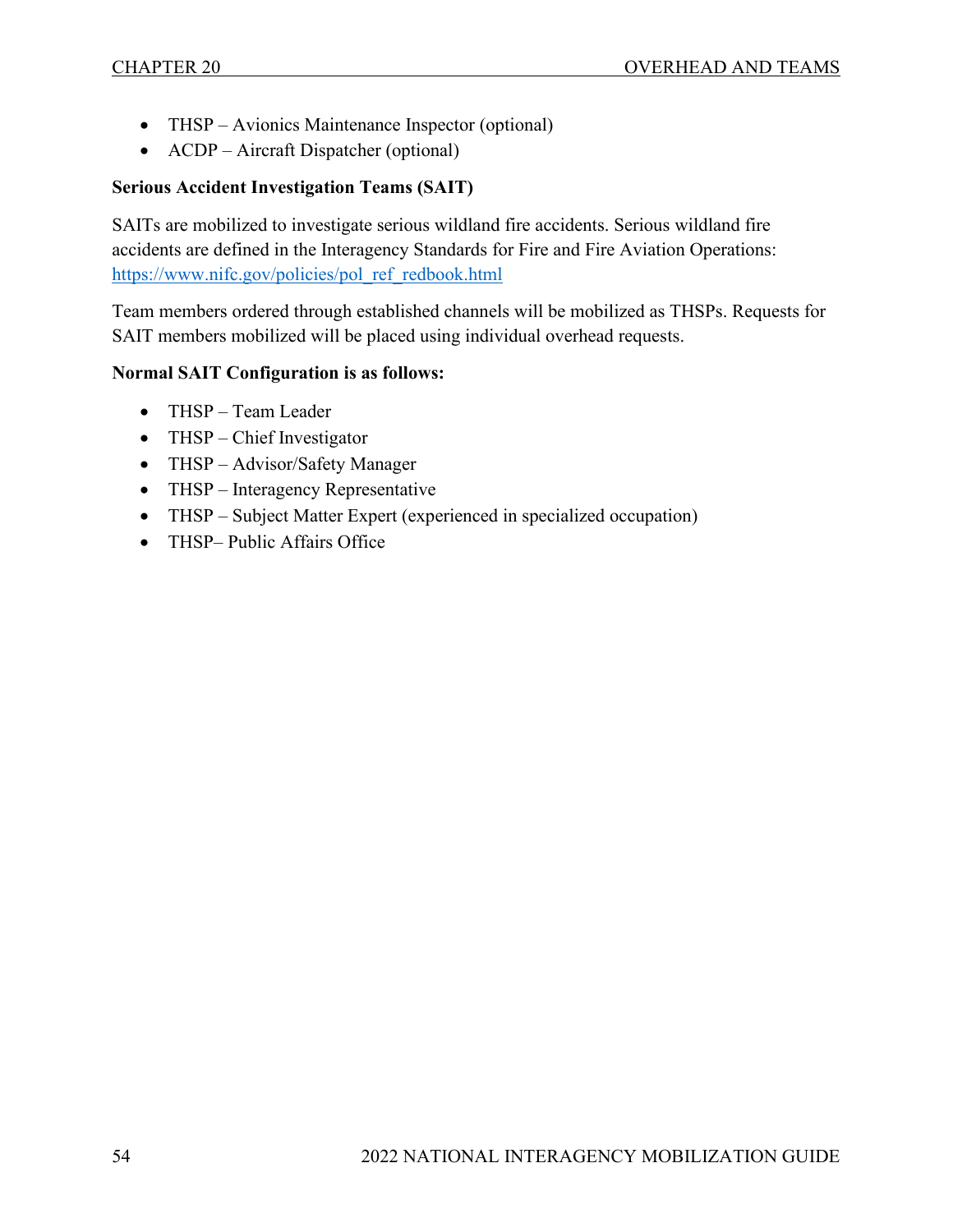- THSP – Avionics Maintenance Inspector (optional)
- ACDP – Aircraft Dispatcher (optional)

**Serious Accident Investigation Teams (SAIT)**

SAITs are mobilized to investigate serious wildland fire accidents. Serious wildland fire accidents are defined in the Interagency Standards for Fire and Fire Aviation Operations: https://www.nifc.gov/policies/pol_ref_redbook.html

Team members ordered through established channels will be mobilized as THSPs. Requests for SAIT members mobilized will be placed using individual overhead requests.

**Normal SAIT Configuration is as follows:**

- THSP – Team Leader
- THSP – Chief Investigator
- THSP – Advisor/Safety Manager
- THSP – Interagency Representative
- THSP – Subject Matter Expert (experienced in specialized occupation)
- THSP– Public Affairs Office